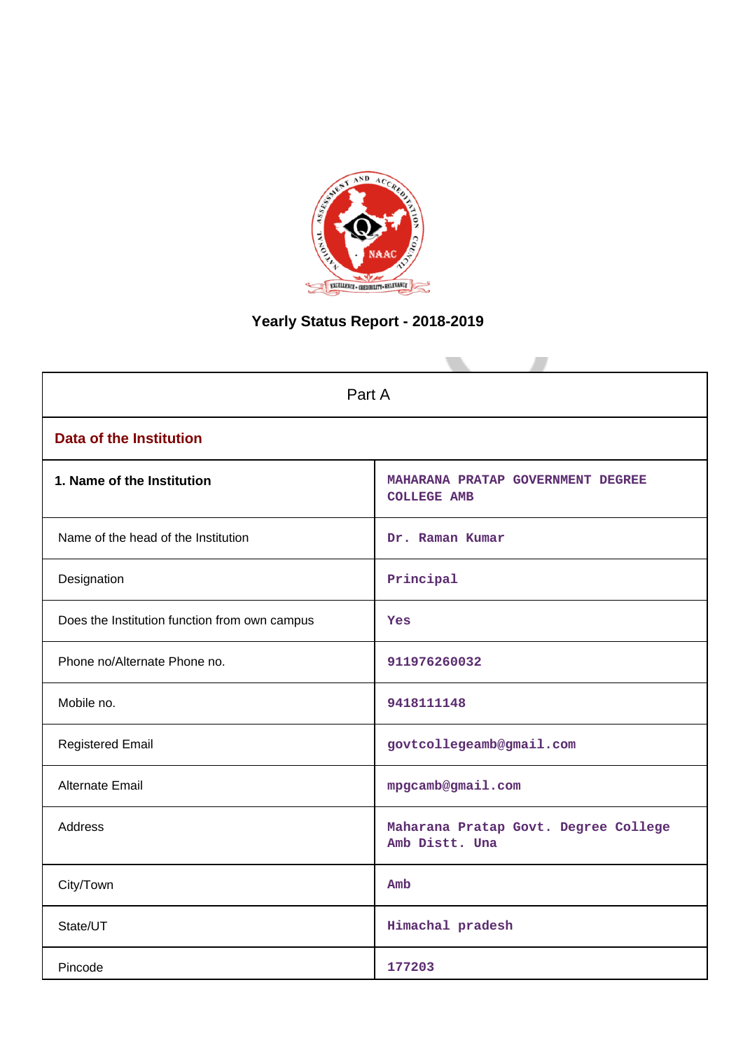# Yearly Status Report - 2018-2019

| Part A | |
|---|---|
| **Data of the Institution** | |
| **1. Name of the Institution** | MAHARANA PRATAP GOVERNMENT DEGREE COLLEGE AMB |
| Name of the head of the Institution | Dr. Raman Kumar |
| Designation | Principal |
| Does the Institution function from own campus | Yes |
| Phone no/Alternate Phone no. | 911976260032 |
| Mobile no. | 9418111148 |
| Registered Email | govtcollegeamb@gmail.com |
| Alternate Email | mpgcamb@gmail.com |
| Address | Maharana Pratap Govt. Degree College Amb Distt. Una |
| City/Town | Amb |
| State/UT | Himachal pradesh |
| Pincode | 177203 |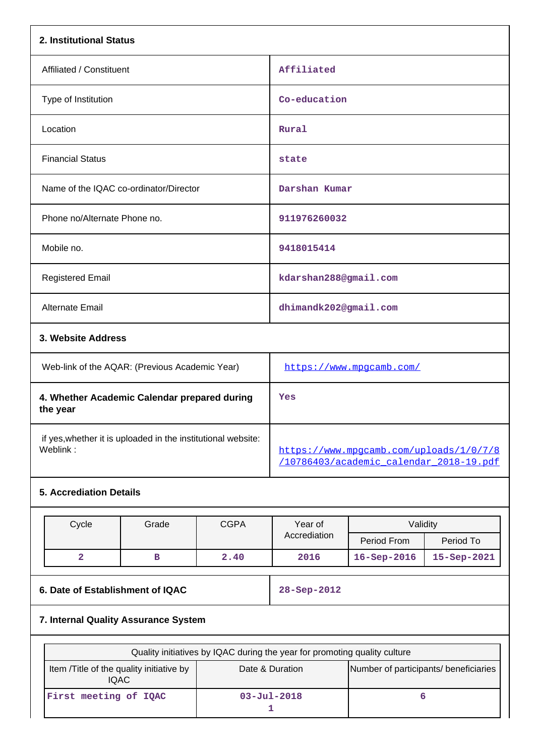## 2. Institutional Status

| | |
|---|---|
| Affiliated / Constituent | Affiliated |
| Type of Institution | Co-education |
| Location | Rural |
| Financial Status | state |
| Name of the IQAC co-ordinator/Director | Darshan Kumar |
| Phone no/Alternate Phone no. | 911976260032 |
| Mobile no. | 9418015414 |
| Registered Email | kdarshan288@gmail.com |
| Alternate Email | dhimandk202@gmail.com |

## 3. Website Address

| | |
|---|---|
| Web-link of the AQAR: (Previous Academic Year) | https://www.mpgcamb.com/ |
| **4. Whether Academic Calendar prepared during the year** | Yes |
| if yes,whether it is uploaded in the institutional website: Weblink : | https://www.mpgcamb.com/uploads/1/0/7/8/10786403/academic_calendar_2018-19.pdf |

## 5. Accreditation Details

| Cycle | Grade | CGPA | Year of Accreditation | Validity | |
|---|---|---|---|---|---|
| | | | | Period From | Period To |
| 2 | B | 2.40 | 2016 | 16-Sep-2016 | 15-Sep-2021 |

| | |
|---|---|
| **6. Date of Establishment of IQAC** | 28-Sep-2012 |

## 7. Internal Quality Assurance System

| Quality initiatives by IQAC during the year for promoting quality culture | | |
|---|---|---|
| Item /Title of the quality initiative by IQAC | Date & Duration | Number of participants/ beneficiaries |
| First meeting of IQAC | 03-Jul-2018 1 | 6 |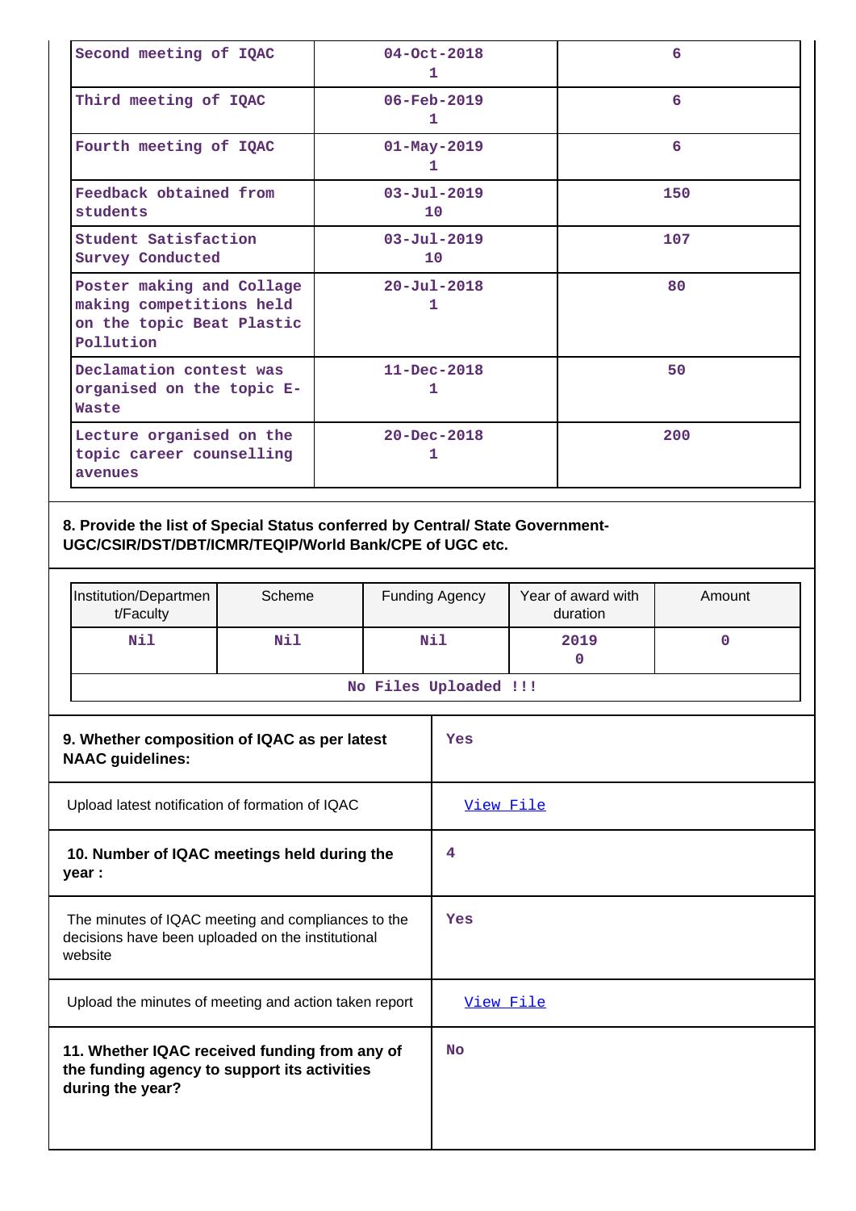| | | |
|---|---|---|
| Second meeting of IQAC | 04-Oct-2018<br>1 | 6 |
| Third meeting of IQAC | 06-Feb-2019<br>1 | 6 |
| Fourth meeting of IQAC | 01-May-2019<br>1 | 6 |
| Feedback obtained from students | 03-Jul-2019<br>10 | 150 |
| Student Satisfaction Survey Conducted | 03-Jul-2019<br>10 | 107 |
| Poster making and Collage making competitions held on the topic Beat Plastic Pollution | 20-Jul-2018<br>1 | 80 |
| Declamation contest was organised on the topic E-Waste | 11-Dec-2018<br>1 | 50 |
| Lecture organised on the topic career counselling avenues | 20-Dec-2018<br>1 | 200 |

**8. Provide the list of Special Status conferred by Central/ State Government- UGC/CSIR/DST/DBT/ICMR/TEQIP/World Bank/CPE of UGC etc.**

| Institution/Department/Faculty | Scheme | Funding Agency | Year of award with duration | Amount |
|---|---|---|---|---|
| Nil | Nil | Nil | 2019<br>0 | 0 |
| No Files Uploaded !!! | | | | |

| | |
|---|---|
| **9. Whether composition of IQAC as per latest NAAC guidelines:** | Yes |
| Upload latest notification of formation of IQAC | View File |
| **10. Number of IQAC meetings held during the year :** | 4 |
| The minutes of IQAC meeting and compliances to the decisions have been uploaded on the institutional website | Yes |
| Upload the minutes of meeting and action taken report | View File |
| **11. Whether IQAC received funding from any of the funding agency to support its activities during the year?** | No |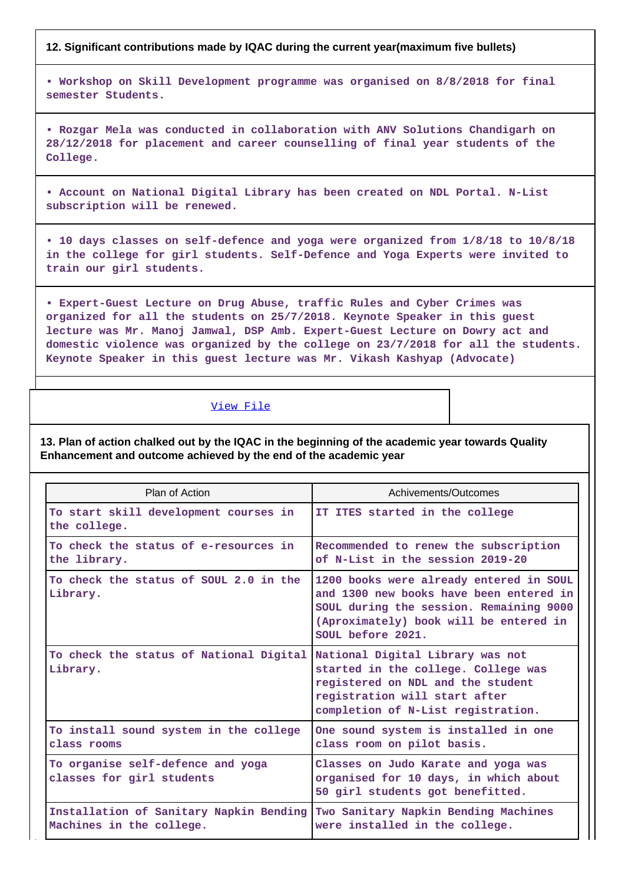**12. Significant contributions made by IQAC during the current year(maximum five bullets)**

• Workshop on Skill Development programme was organised on 8/8/2018 for final semester Students.

• Rozgar Mela was conducted in collaboration with ANV Solutions Chandigarh on 28/12/2018 for placement and career counselling of final year students of the College.

• Account on National Digital Library has been created on NDL Portal. N-List subscription will be renewed.

• 10 days classes on self-defence and yoga were organized from 1/8/18 to 10/8/18 in the college for girl students. Self-Defence and Yoga Experts were invited to train our girl students.

• Expert-Guest Lecture on Drug Abuse, traffic Rules and Cyber Crimes was organized for all the students on 25/7/2018. Keynote Speaker in this guest lecture was Mr. Manoj Jamwal, DSP Amb. Expert-Guest Lecture on Dowry act and domestic violence was organized by the college on 23/7/2018 for all the students. Keynote Speaker in this guest lecture was Mr. Vikash Kashyap (Advocate)

View File

**13. Plan of action chalked out by the IQAC in the beginning of the academic year towards Quality Enhancement and outcome achieved by the end of the academic year**

| Plan of Action | Achivements/Outcomes |
|---|---|
| To start skill development courses in the college. | IT ITES started in the college |
| To check the status of e-resources in the library. | Recommended to renew the subscription of N-List in the session 2019-20 |
| To check the status of SOUL 2.0 in the Library. | 1200 books were already entered in SOUL and 1300 new books have been entered in SOUL during the session. Remaining 9000 (Aproximately) book will be entered in SOUL before 2021. |
| To check the status of National Digital Library. | National Digital Library was not started in the college. College was registered on NDL and the student registration will start after completion of N-List registration. |
| To install sound system in the college class rooms | One sound system is installed in one class room on pilot basis. |
| To organise self-defence and yoga classes for girl students | Classes on Judo Karate and yoga was organised for 10 days, in which about 50 girl students got benefitted. |
| Installation of Sanitary Napkin Bending Machines in the college. | Two Sanitary Napkin Bending Machines were installed in the college. |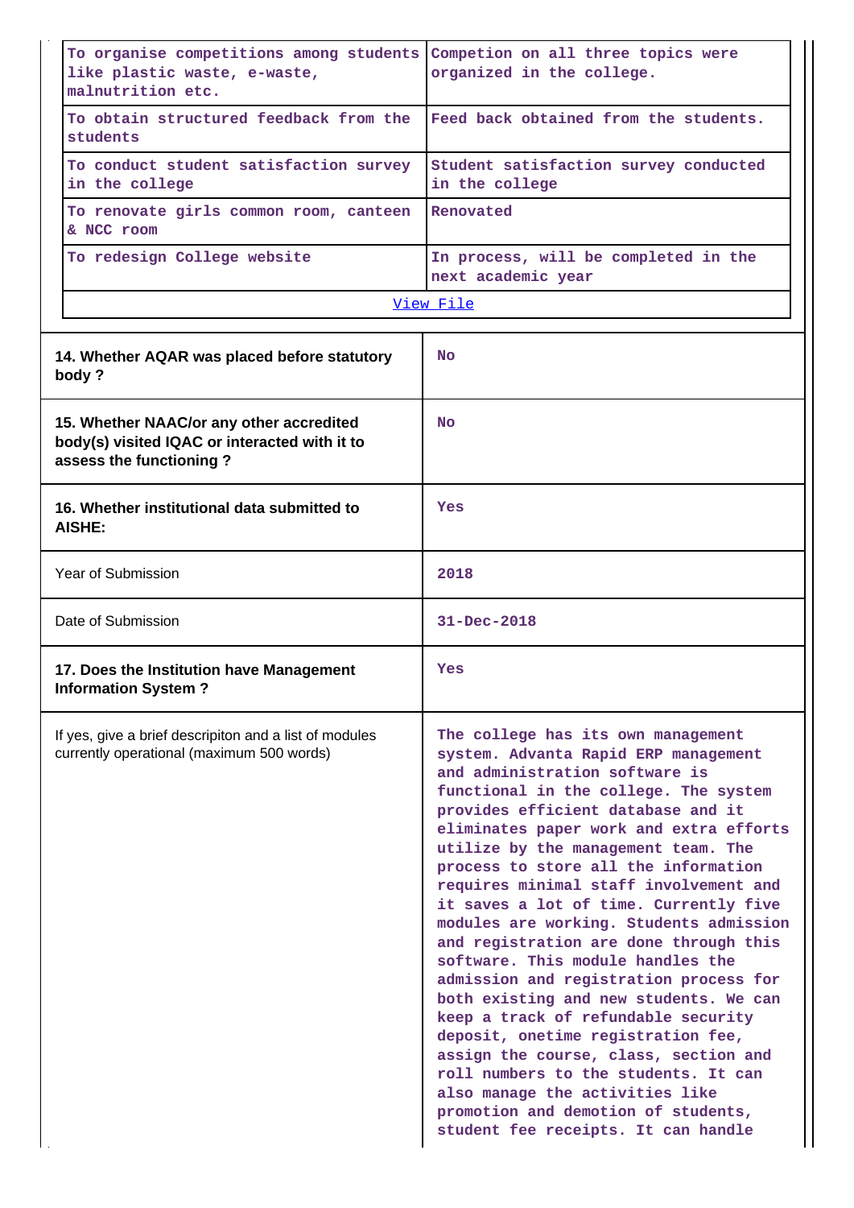| | |
|---|---|
| To organise competitions among students like plastic waste, e-waste, malnutrition etc. | Competion on all three topics were organized in the college. |
| To obtain structured feedback from the students | Feed back obtained from the students. |
| To conduct student satisfaction survey in the college | Student satisfaction survey conducted in the college |
| To renovate girls common room, canteen & NCC room | Renovated |
| To redesign College website | In process, will be completed in the next academic year |
| View File | |

| | |
|---|---|
| **14. Whether AQAR was placed before statutory body ?** | No |
| **15. Whether NAAC/or any other accredited body(s) visited IQAC or interacted with it to assess the functioning ?** | No |
| **16. Whether institutional data submitted to AISHE:** | Yes |
| Year of Submission | 2018 |
| Date of Submission | 31-Dec-2018 |
| **17. Does the Institution have Management Information System ?** | Yes |
| If yes, give a brief descripiton and a list of modules currently operational (maximum 500 words) | The college has its own management system. Advanta Rapid ERP management and administration software is functional in the college. The system provides efficient database and it eliminates paper work and extra efforts utilize by the management team. The process to store all the information requires minimal staff involvement and it saves a lot of time. Currently five modules are working. Students admission and registration are done through this software. This module handles the admission and registration process for both existing and new students. We can keep a track of refundable security deposit, onetime registration fee, assign the course, class, section and roll numbers to the students. It can also manage the activities like promotion and demotion of students, student fee receipts. It can handle |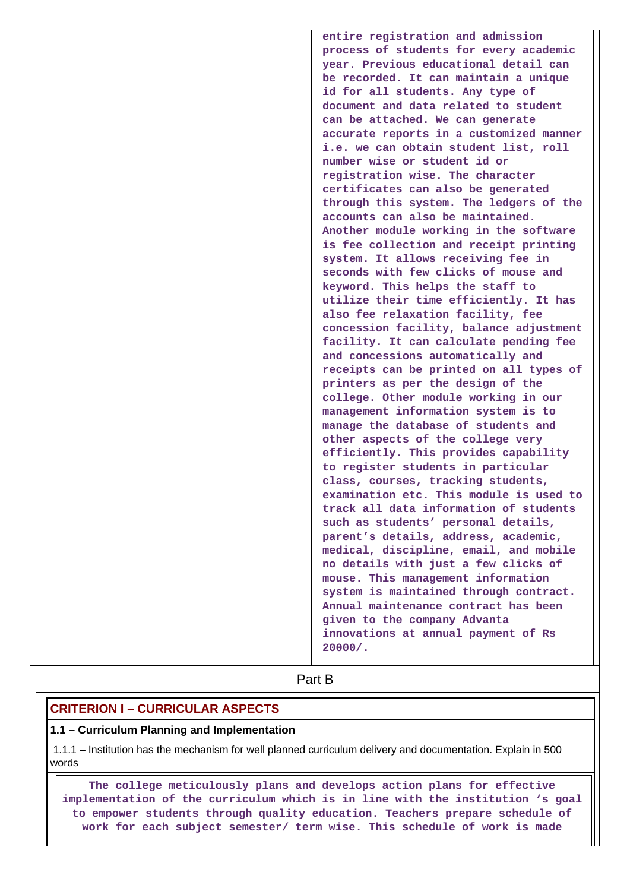| | entire registration and admission process of students for every academic year. Previous educational detail can be recorded. It can maintain a unique id for all students. Any type of document and data related to student can be attached. We can generate accurate reports in a customized manner i.e. we can obtain student list, roll number wise or student id or registration wise. The character certificates can also be generated through this system. The ledgers of the accounts can also be maintained. Another module working in the software is fee collection and receipt printing system. It allows receiving fee in seconds with few clicks of mouse and keyword. This helps the staff to utilize their time efficiently. It has also fee relaxation facility, fee concession facility, balance adjustment facility. It can calculate pending fee and concessions automatically and receipts can be printed on all types of printers as per the design of the college. Other module working in our management information system is to manage the database of students and other aspects of the college very efficiently. This provides capability to register students in particular class, courses, tracking students, examination etc. This module is used to track all data information of students such as students' personal details, parent's details, address, academic, medical, discipline, email, and mobile no details with just a few clicks of mouse. This management information system is maintained through contract. Annual maintenance contract has been given to the company Advanta innovations at annual payment of Rs 20000/. |
|---|---|

## Part B

### CRITERION I – CURRICULAR ASPECTS

**1.1 – Curriculum Planning and Implementation**

1.1.1 – Institution has the mechanism for well planned curriculum delivery and documentation. Explain in 500 words

**The college meticulously plans and develops action plans for effective implementation of the curriculum which is in line with the institution 's goal to empower students through quality education. Teachers prepare schedule of work for each subject semester/ term wise. This schedule of work is made**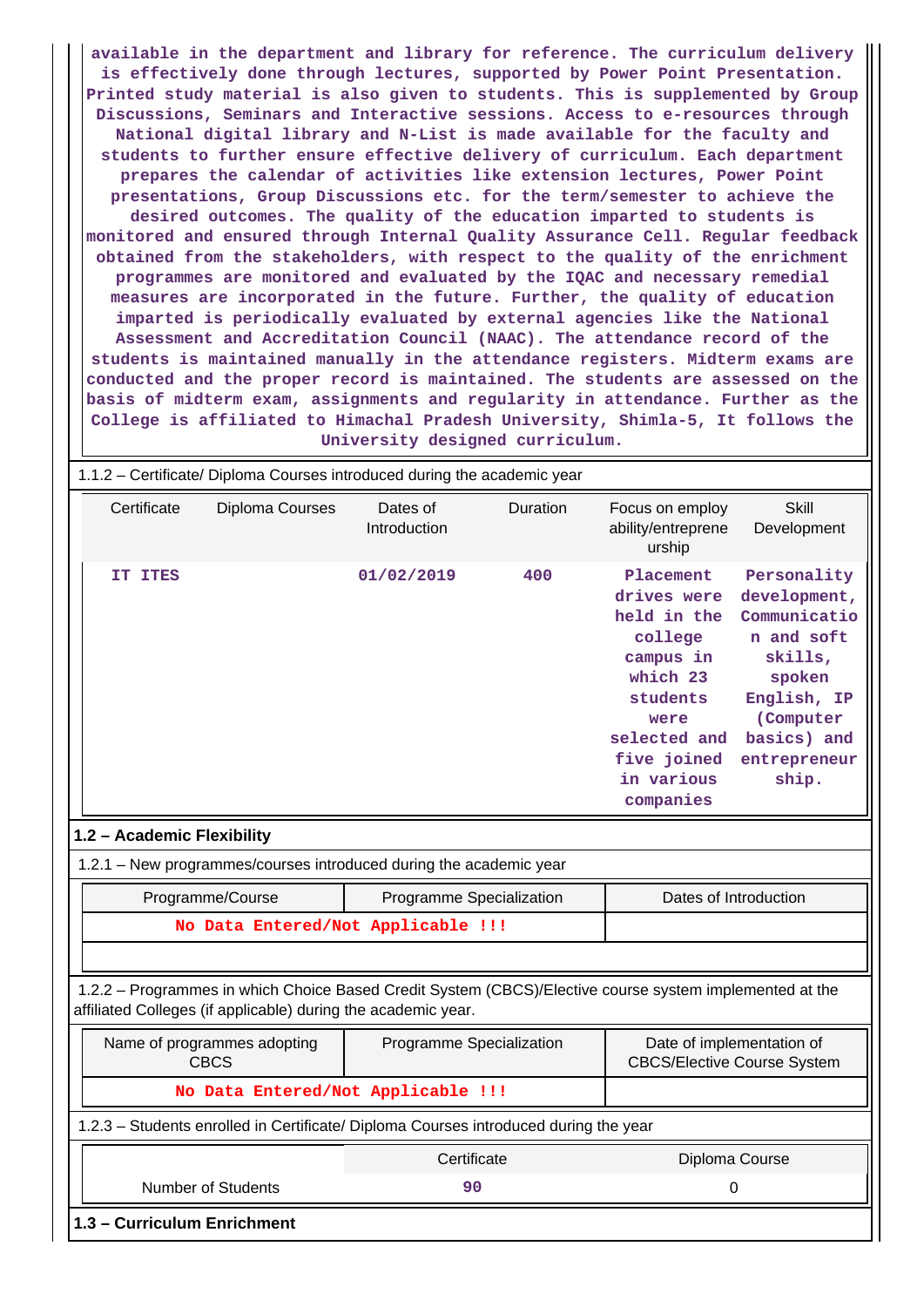available in the department and library for reference. The curriculum delivery is effectively done through lectures, supported by Power Point Presentation. Printed study material is also given to students. This is supplemented by Group Discussions, Seminars and Interactive sessions. Access to e-resources through National digital library and N-List is made available for the faculty and students to further ensure effective delivery of curriculum. Each department prepares the calendar of activities like extension lectures, Power Point presentations, Group Discussions etc. for the term/semester to achieve the desired outcomes. The quality of the education imparted to students is monitored and ensured through Internal Quality Assurance Cell. Regular feedback obtained from the stakeholders, with respect to the quality of the enrichment programmes are monitored and evaluated by the IQAC and necessary remedial measures are incorporated in the future. Further, the quality of education imparted is periodically evaluated by external agencies like the National Assessment and Accreditation Council (NAAC). The attendance record of the students is maintained manually in the attendance registers. Midterm exams are conducted and the proper record is maintained. The students are assessed on the basis of midterm exam, assignments and regularity in attendance. Further as the College is affiliated to Himachal Pradesh University, Shimla-5, It follows the University designed curriculum.

1.1.2 – Certificate/ Diploma Courses introduced during the academic year

| Certificate | Diploma Courses | Dates of Introduction | Duration | Focus on employ ability/entreprene urship | Skill Development |
|---|---|---|---|---|---|
| IT ITES | | 01/02/2019 | 400 | Placement drives were held in the college campus in which 23 students were selected and five joined in various companies | Personality development, Communication and soft skills, spoken English, IP (Computer basics) and entrepreneurship. |

## 1.2 – Academic Flexibility

1.2.1 – New programmes/courses introduced during the academic year

| Programme/Course | Programme Specialization | Dates of Introduction |
|---|---|---|
| No Data Entered/Not Applicable !!! | | |

1.2.2 – Programmes in which Choice Based Credit System (CBCS)/Elective course system implemented at the affiliated Colleges (if applicable) during the academic year.

| Name of programmes adopting CBCS | Programme Specialization | Date of implementation of CBCS/Elective Course System |
|---|---|---|
| No Data Entered/Not Applicable !!! | | |

1.2.3 – Students enrolled in Certificate/ Diploma Courses introduced during the year

| | Certificate | Diploma Course |
|---|---|---|
| Number of Students | 90 | 0 |

## 1.3 – Curriculum Enrichment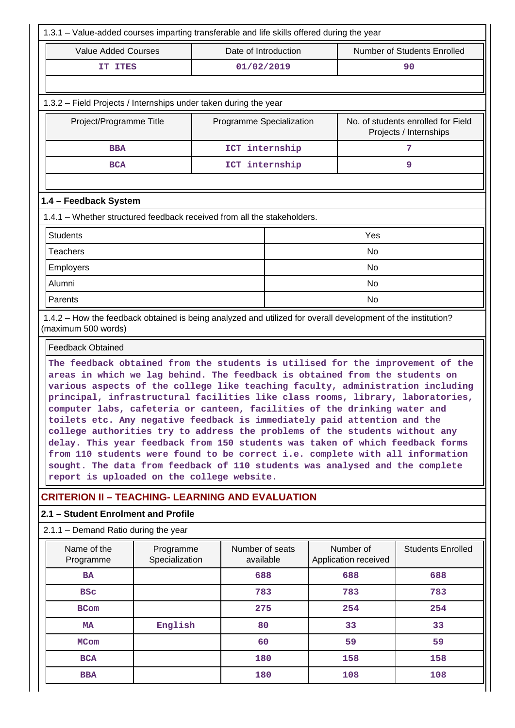1.3.1 – Value-added courses imparting transferable and life skills offered during the year

| Value Added Courses | Date of Introduction | Number of Students Enrolled |
|---|---|---|
| IT ITES | 01/02/2019 | 90 |

1.3.2 – Field Projects / Internships under taken during the year

| Project/Programme Title | Programme Specialization | No. of students enrolled for Field Projects / Internships |
|---|---|---|
| BBA | ICT internship | 7 |
| BCA | ICT internship | 9 |

### 1.4 – Feedback System

1.4.1 – Whether structured feedback received from all the stakeholders.

| | |
|---|---|
| Students | Yes |
| Teachers | No |
| Employers | No |
| Alumni | No |
| Parents | No |

1.4.2 – How the feedback obtained is being analyzed and utilized for overall development of the institution? (maximum 500 words)

Feedback Obtained

The feedback obtained from the students is utilised for the improvement of the areas in which we lag behind. The feedback is obtained from the students on various aspects of the college like teaching faculty, administration including principal, infrastructural facilities like class rooms, library, laboratories, computer labs, cafeteria or canteen, facilities of the drinking water and toilets etc. Any negative feedback is immediately paid attention and the college authorities try to address the problems of the students without any delay. This year feedback from 150 students was taken of which feedback forms from 110 students were found to be correct i.e. complete with all information sought. The data from feedback of 110 students was analysed and the complete report is uploaded on the college website.

## CRITERION II – TEACHING- LEARNING AND EVALUATION

### 2.1 – Student Enrolment and Profile

2.1.1 – Demand Ratio during the year

| Name of the Programme | Programme Specialization | Number of seats available | Number of Application received | Students Enrolled |
|---|---|---|---|---|
| BA | | 688 | 688 | 688 |
| BSc | | 783 | 783 | 783 |
| BCom | | 275 | 254 | 254 |
| MA | English | 80 | 33 | 33 |
| MCom | | 60 | 59 | 59 |
| BCA | | 180 | 158 | 158 |
| BBA | | 180 | 108 | 108 |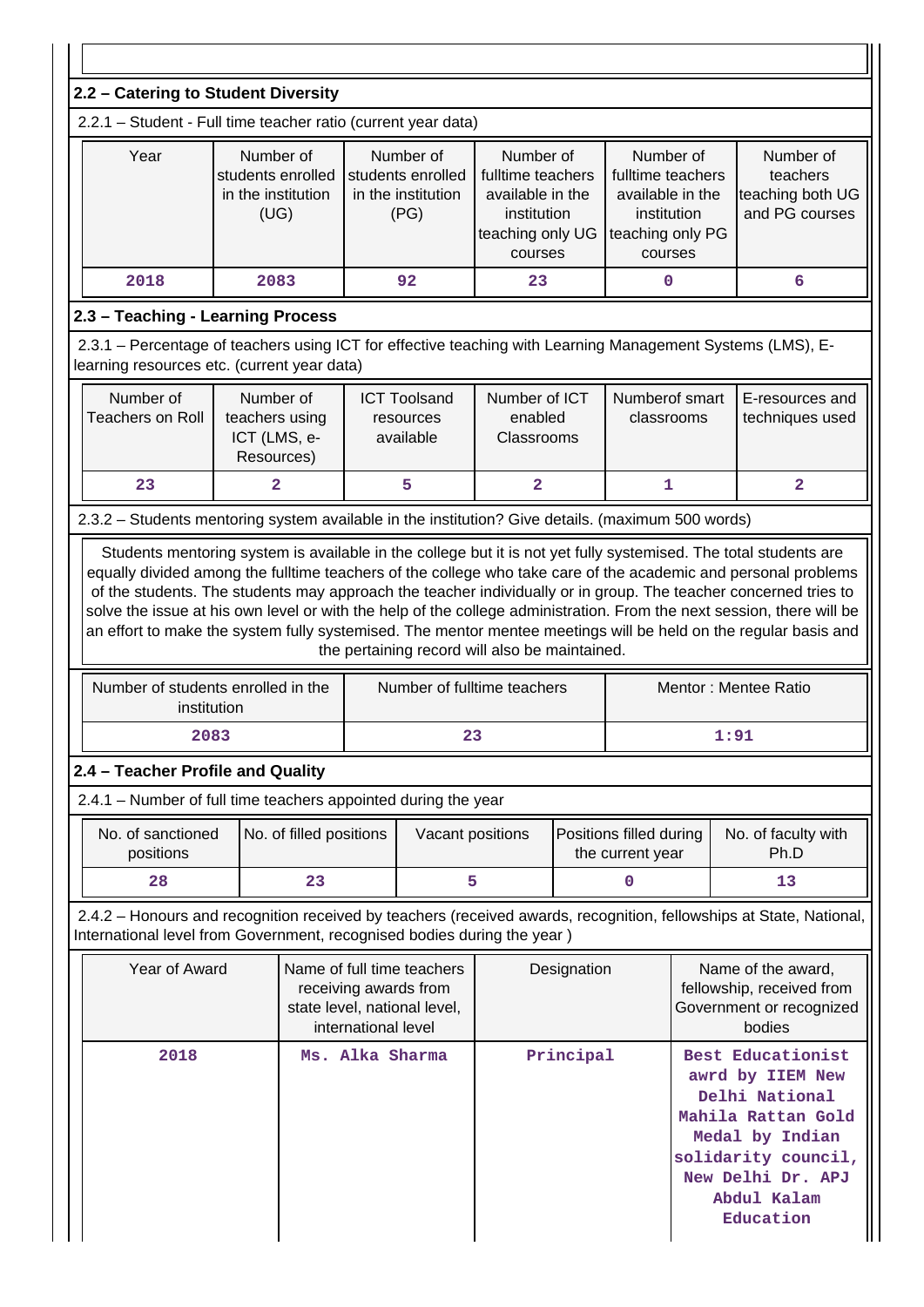## 2.2 – Catering to Student Diversity

2.2.1 – Student - Full time teacher ratio (current year data)

| Year | Number of students enrolled in the institution (UG) | Number of students enrolled in the institution (PG) | Number of fulltime teachers available in the institution teaching only UG courses | Number of fulltime teachers available in the institution teaching only PG courses | Number of teachers teaching both UG and PG courses |
|---|---|---|---|---|---|
| 2018 | 2083 | 92 | 23 | 0 | 6 |

## 2.3 – Teaching - Learning Process

2.3.1 – Percentage of teachers using ICT for effective teaching with Learning Management Systems (LMS), E-learning resources etc. (current year data)

| Number of Teachers on Roll | Number of teachers using ICT (LMS, e-Resources) | ICT Toolsand resources available | Number of ICT enabled Classrooms | Numberof smart classrooms | E-resources and techniques used |
|---|---|---|---|---|---|
| 23 | 2 | 5 | 2 | 1 | 2 |

2.3.2 – Students mentoring system available in the institution? Give details. (maximum 500 words)

Students mentoring system is available in the college but it is not yet fully systemised. The total students are equally divided among the fulltime teachers of the college who take care of the academic and personal problems of the students. The students may approach the teacher individually or in group. The teacher concerned tries to solve the issue at his own level or with the help of the college administration. From the next session, there will be an effort to make the system fully systemised. The mentor mentee meetings will be held on the regular basis and the pertaining record will also be maintained.

| Number of students enrolled in the institution | Number of fulltime teachers | Mentor : Mentee Ratio |
|---|---|---|
| 2083 | 23 | 1:91 |

## 2.4 – Teacher Profile and Quality

2.4.1 – Number of full time teachers appointed during the year

| No. of sanctioned positions | No. of filled positions | Vacant positions | Positions filled during the current year | No. of faculty with Ph.D |
|---|---|---|---|---|
| 28 | 23 | 5 | 0 | 13 |

2.4.2 – Honours and recognition received by teachers (received awards, recognition, fellowships at State, National, International level from Government, recognised bodies during the year )

| Year of Award | Name of full time teachers receiving awards from state level, national level, international level | Designation | Name of the award, fellowship, received from Government or recognized bodies |
|---|---|---|---|
| 2018 | Ms. Alka Sharma | Principal | Best Educationist awrd by IIEM New Delhi National Mahila Rattan Gold Medal by Indian solidarity council, New Delhi Dr. APJ Abdul Kalam Education |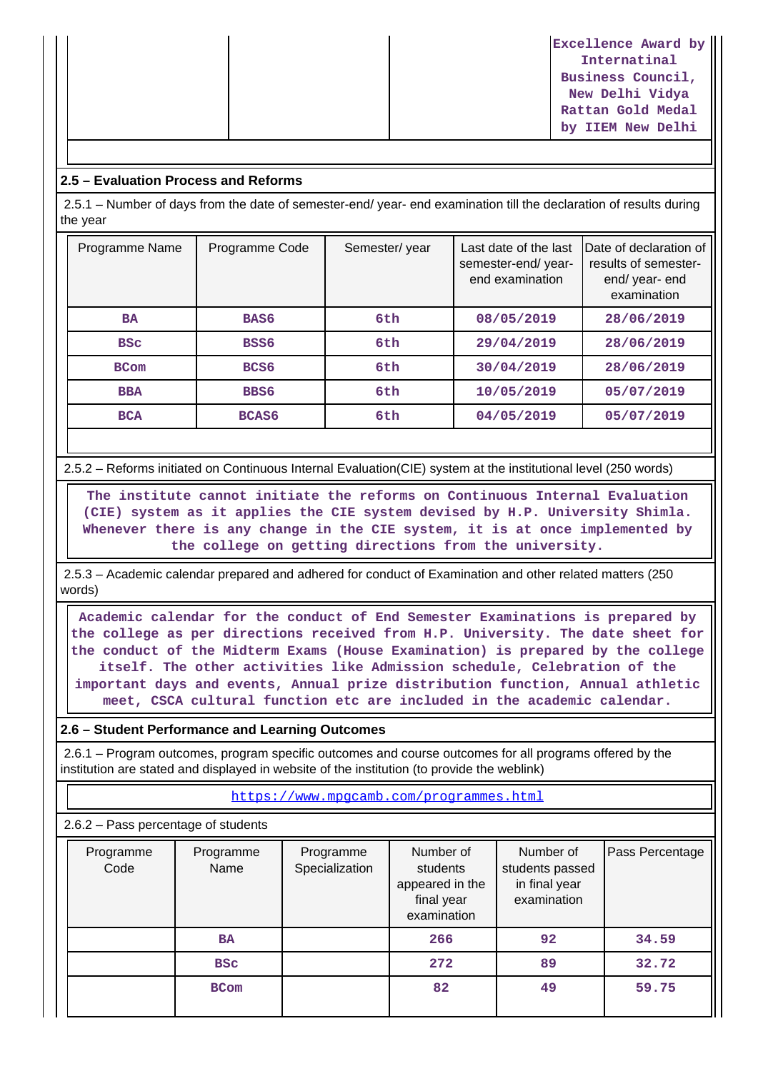| | | | Excellence Award by International Business Council, New Delhi Vidya Rattan Gold Medal by IIEM New Delhi |
|---|---|---|---|

## 2.5 – Evaluation Process and Reforms

2.5.1 – Number of days from the date of semester-end/ year- end examination till the declaration of results during the year

| Programme Name | Programme Code | Semester/ year | Last date of the last semester-end/ year- end examination | Date of declaration of results of semester-end/ year- end examination |
|---|---|---|---|---|
| BA | BAS6 | 6th | 08/05/2019 | 28/06/2019 |
| BSc | BSS6 | 6th | 29/04/2019 | 28/06/2019 |
| BCom | BCS6 | 6th | 30/04/2019 | 28/06/2019 |
| BBA | BBS6 | 6th | 10/05/2019 | 05/07/2019 |
| BCA | BCAS6 | 6th | 04/05/2019 | 05/07/2019 |

2.5.2 – Reforms initiated on Continuous Internal Evaluation(CIE) system at the institutional level (250 words)

The institute cannot initiate the reforms on Continuous Internal Evaluation (CIE) system as it applies the CIE system devised by H.P. University Shimla. Whenever there is any change in the CIE system, it is at once implemented by the college on getting directions from the university.

2.5.3 – Academic calendar prepared and adhered for conduct of Examination and other related matters (250 words)

Academic calendar for the conduct of End Semester Examinations is prepared by the college as per directions received from H.P. University. The date sheet for the conduct of the Midterm Exams (House Examination) is prepared by the college itself. The other activities like Admission schedule, Celebration of the important days and events, Annual prize distribution function, Annual athletic meet, CSCA cultural function etc are included in the academic calendar.

## 2.6 – Student Performance and Learning Outcomes

2.6.1 – Program outcomes, program specific outcomes and course outcomes for all programs offered by the institution are stated and displayed in website of the institution (to provide the weblink)

https://www.mpgcamb.com/programmes.html

2.6.2 – Pass percentage of students

| Programme Code | Programme Name | Programme Specialization | Number of students appeared in the final year examination | Number of students passed in final year examination | Pass Percentage |
|---|---|---|---|---|---|
| | BA | | 266 | 92 | 34.59 |
| | BSc | | 272 | 89 | 32.72 |
| | BCom | | 82 | 49 | 59.75 |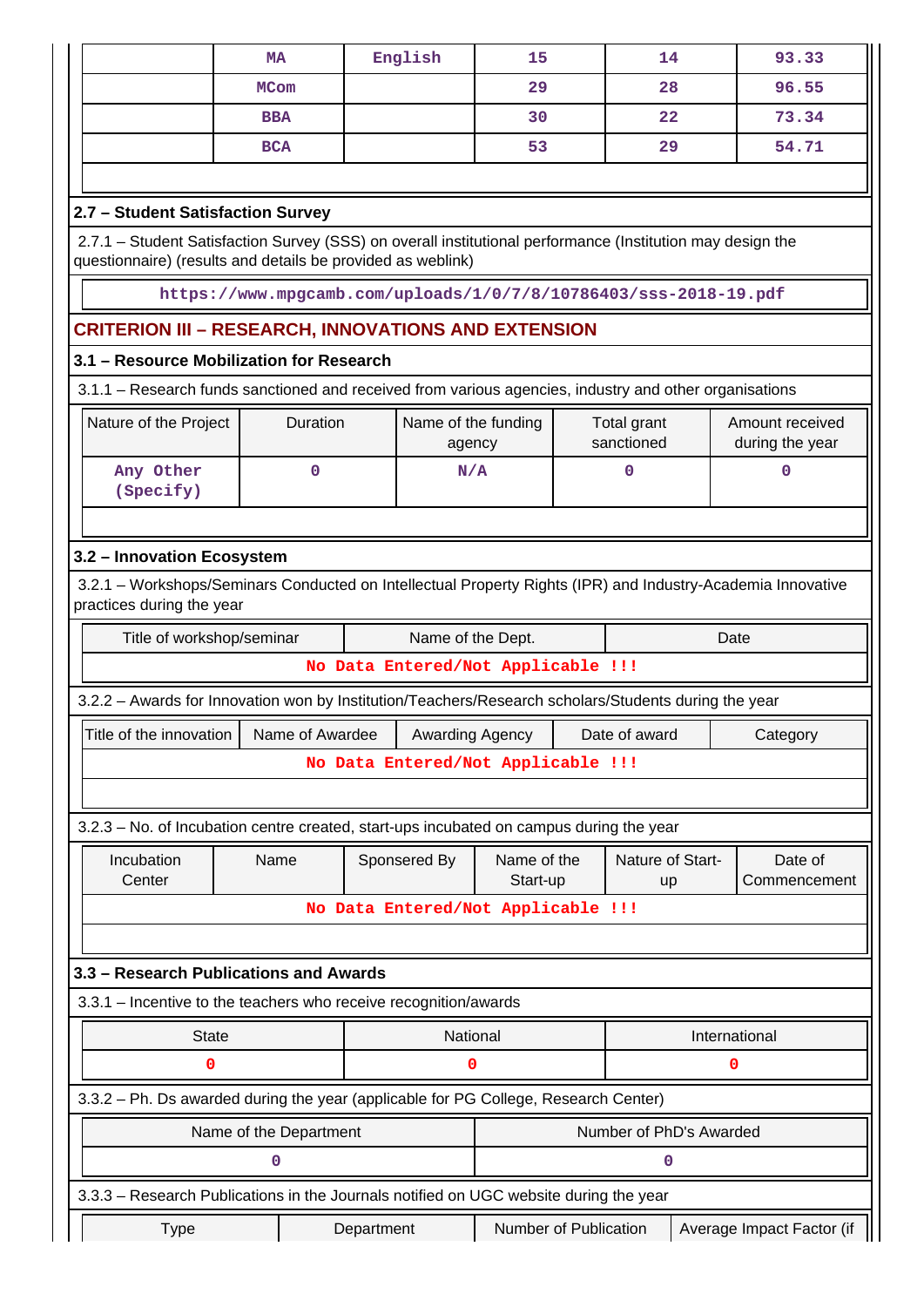|  | MA | English | 15 | 14 | 93.33 |
|---|---|---|---|---|---|
|  | MCom |  | 29 | 28 | 96.55 |
|  | BBA |  | 30 | 22 | 73.34 |
|  | BCA |  | 53 | 29 | 54.71 |

**2.7 – Student Satisfaction Survey**

2.7.1 – Student Satisfaction Survey (SSS) on overall institutional performance (Institution may design the questionnaire) (results and details be provided as weblink)

https://www.mpgcamb.com/uploads/1/0/7/8/10786403/sss-2018-19.pdf

## CRITERION III – RESEARCH, INNOVATIONS AND EXTENSION

**3.1 – Resource Mobilization for Research**

3.1.1 – Research funds sanctioned and received from various agencies, industry and other organisations

| Nature of the Project | Duration | Name of the funding agency | Total grant sanctioned | Amount received during the year |
|---|---|---|---|---|
| Any Other (Specify) | 0 | N/A | 0 | 0 |

**3.2 – Innovation Ecosystem**

3.2.1 – Workshops/Seminars Conducted on Intellectual Property Rights (IPR) and Industry-Academia Innovative practices during the year

| Title of workshop/seminar | Name of the Dept. | Date |
|---|---|---|
| No Data Entered/Not Applicable !!! | | |

3.2.2 – Awards for Innovation won by Institution/Teachers/Research scholars/Students during the year

| Title of the innovation | Name of Awardee | Awarding Agency | Date of award | Category |
|---|---|---|---|---|
| No Data Entered/Not Applicable !!! | | | | |

3.2.3 – No. of Incubation centre created, start-ups incubated on campus during the year

| Incubation Center | Name | Sponsered By | Name of the Start-up | Nature of Start-up | Date of Commencement |
|---|---|---|---|---|---|
| No Data Entered/Not Applicable !!! | | | | | |

**3.3 – Research Publications and Awards**

3.3.1 – Incentive to the teachers who receive recognition/awards

| State | National | International |
|---|---|---|
| 0 | 0 | 0 |

3.3.2 – Ph. Ds awarded during the year (applicable for PG College, Research Center)

| Name of the Department | Number of PhD's Awarded |
|---|---|
| 0 | 0 |

3.3.3 – Research Publications in the Journals notified on UGC website during the year

| Type | Department | Number of Publication | Average Impact Factor (if |
|---|---|---|---|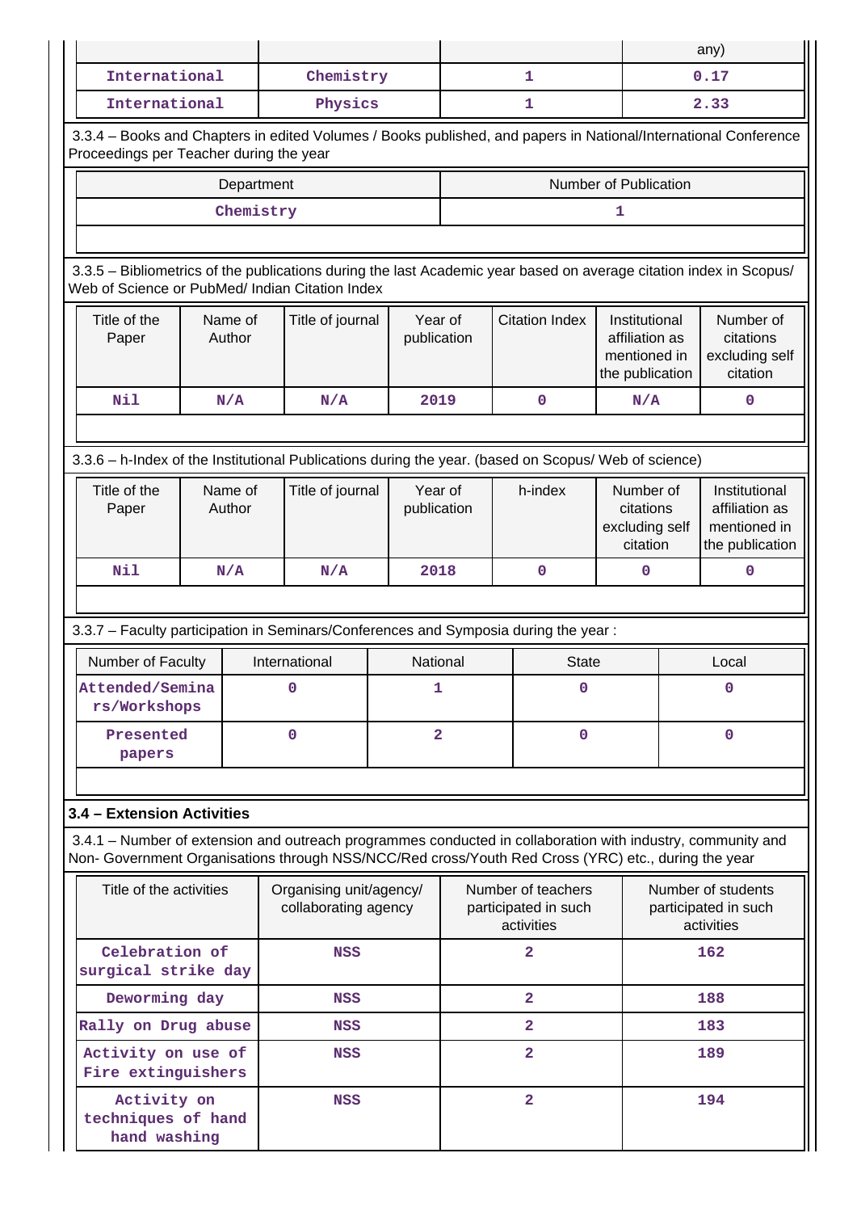| | | | any) |
|---|---|---|---|
| International | Chemistry | 1 | 0.17 |
| International | Physics | 1 | 2.33 |

3.3.4 – Books and Chapters in edited Volumes / Books published, and papers in National/International Conference Proceedings per Teacher during the year

| Department | Number of Publication |
|---|---|
| Chemistry | 1 |

3.3.5 – Bibliometrics of the publications during the last Academic year based on average citation index in Scopus/ Web of Science or PubMed/ Indian Citation Index

| Title of the Paper | Name of Author | Title of journal | Year of publication | Citation Index | Institutional affiliation as mentioned in the publication | Number of citations excluding self citation |
|---|---|---|---|---|---|---|
| Nil | N/A | N/A | 2019 | 0 | N/A | 0 |

3.3.6 – h-Index of the Institutional Publications during the year. (based on Scopus/ Web of science)

| Title of the Paper | Name of Author | Title of journal | Year of publication | h-index | Number of citations excluding self citation | Institutional affiliation as mentioned in the publication |
|---|---|---|---|---|---|---|
| Nil | N/A | N/A | 2018 | 0 | 0 | 0 |

3.3.7 – Faculty participation in Seminars/Conferences and Symposia during the year :

| Number of Faculty | International | National | State | Local |
|---|---|---|---|---|
| Attended/Seminars/Workshops | 0 | 1 | 0 | 0 |
| Presented papers | 0 | 2 | 0 | 0 |

### 3.4 – Extension Activities

3.4.1 – Number of extension and outreach programmes conducted in collaboration with industry, community and Non- Government Organisations through NSS/NCC/Red cross/Youth Red Cross (YRC) etc., during the year

| Title of the activities | Organising unit/agency/ collaborating agency | Number of teachers participated in such activities | Number of students participated in such activities |
|---|---|---|---|
| Celebration of surgical strike day | NSS | 2 | 162 |
| Deworming day | NSS | 2 | 188 |
| Rally on Drug abuse | NSS | 2 | 183 |
| Activity on use of Fire extinguishers | NSS | 2 | 189 |
| Activity on techniques of hand hand washing | NSS | 2 | 194 |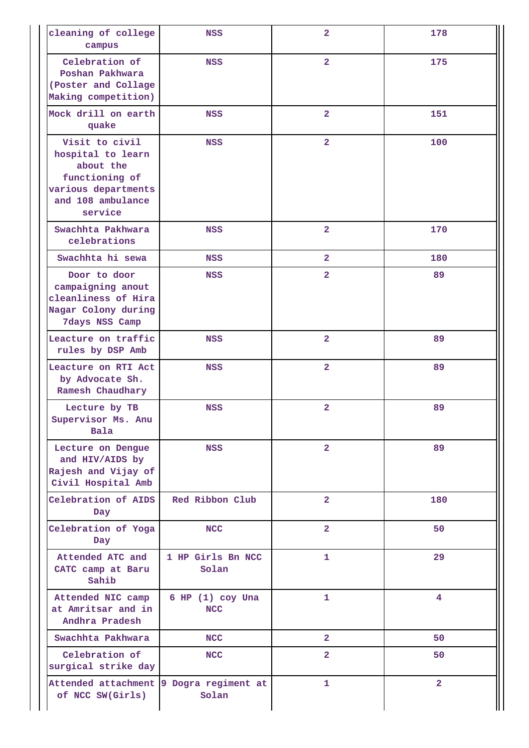| | | | |
|---|---|---|---|
| cleaning of college campus | NSS | 2 | 178 |
| Celebration of Poshan Pakhwara (Poster and Collage Making competition) | NSS | 2 | 175 |
| Mock drill on earth quake | NSS | 2 | 151 |
| Visit to civil hospital to learn about the functioning of various departments and 108 ambulance service | NSS | 2 | 100 |
| Swachhta Pakhwara celebrations | NSS | 2 | 170 |
| Swachhta hi sewa | NSS | 2 | 180 |
| Door to door campaigning anout cleanliness of Hira Nagar Colony during 7days NSS Camp | NSS | 2 | 89 |
| Leacture on traffic rules by DSP Amb | NSS | 2 | 89 |
| Leacture on RTI Act by Advocate Sh. Ramesh Chaudhary | NSS | 2 | 89 |
| Lecture by TB Supervisor Ms. Anu Bala | NSS | 2 | 89 |
| Lecture on Dengue and HIV/AIDS by Rajesh and Vijay of Civil Hospital Amb | NSS | 2 | 89 |
| Celebration of AIDS Day | Red Ribbon Club | 2 | 180 |
| Celebration of Yoga Day | NCC | 2 | 50 |
| Attended ATC and CATC camp at Baru Sahib | 1 HP Girls Bn NCC Solan | 1 | 29 |
| Attended NIC camp at Amritsar and in Andhra Pradesh | 6 HP (1) coy Una NCC | 1 | 4 |
| Swachhta Pakhwara | NCC | 2 | 50 |
| Celebration of surgical strike day | NCC | 2 | 50 |
| Attended attachment of NCC SW(Girls) | 9 Dogra regiment at Solan | 1 | 2 |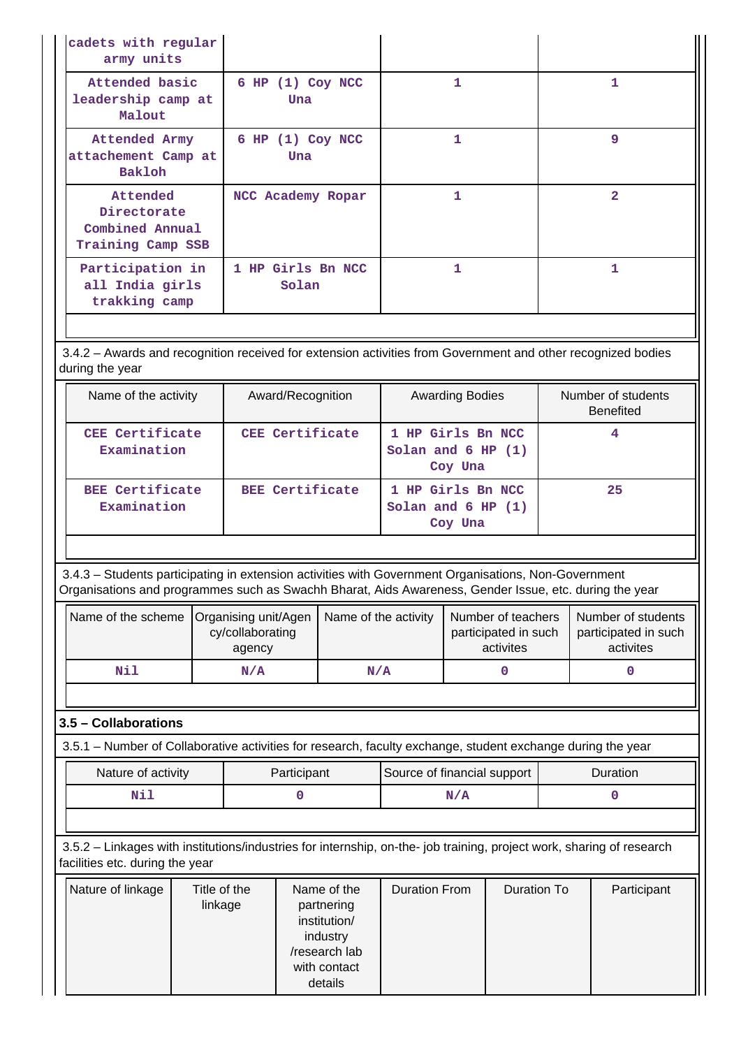| | | | |
|---|---|---|---|
| cadets with regular army units | | | |
| Attended basic leadership camp at Malout | 6 HP (1) Coy NCC Una | 1 | 1 |
| Attended Army attachement Camp at Bakloh | 6 HP (1) Coy NCC Una | 1 | 9 |
| Attended Directorate Combined Annual Training Camp SSB | NCC Academy Ropar | 1 | 2 |
| Participation in all India girls trakking camp | 1 HP Girls Bn NCC Solan | 1 | 1 |

3.4.2 – Awards and recognition received for extension activities from Government and other recognized bodies during the year

| Name of the activity | Award/Recognition | Awarding Bodies | Number of students Benefited |
|---|---|---|---|
| CEE Certificate Examination | CEE Certificate | 1 HP Girls Bn NCC Solan and 6 HP (1) Coy Una | 4 |
| BEE Certificate Examination | BEE Certificate | 1 HP Girls Bn NCC Solan and 6 HP (1) Coy Una | 25 |

3.4.3 – Students participating in extension activities with Government Organisations, Non-Government Organisations and programmes such as Swachh Bharat, Aids Awareness, Gender Issue, etc. during the year

| Name of the scheme | Organising unit/Agency/collaborating agency | Name of the activity | Number of teachers participated in such activites | Number of students participated in such activites |
|---|---|---|---|---|
| Nil | N/A | N/A | 0 | 0 |

**3.5 – Collaborations**

3.5.1 – Number of Collaborative activities for research, faculty exchange, student exchange during the year

| Nature of activity | Participant | Source of financial support | Duration |
|---|---|---|---|
| Nil | 0 | N/A | 0 |

3.5.2 – Linkages with institutions/industries for internship, on-the- job training, project work, sharing of research facilities etc. during the year

| Nature of linkage | Title of the linkage | Name of the partnering institution/ industry /research lab with contact details | Duration From | Duration To | Participant |
|---|---|---|---|---|---|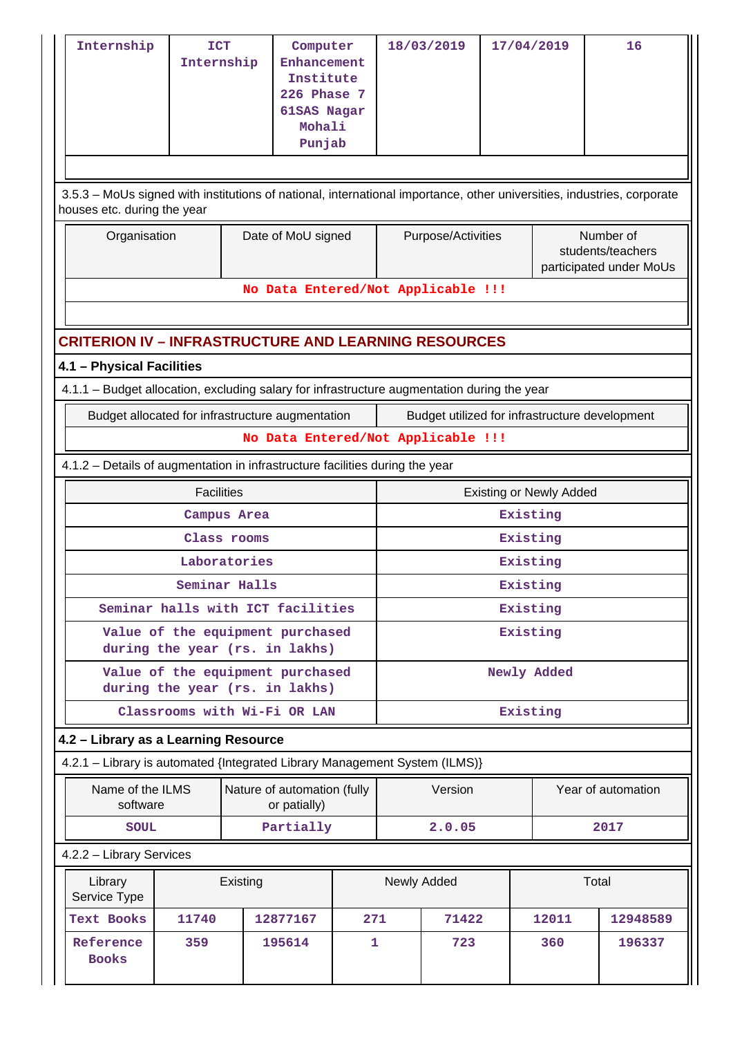| Internship | ICT Internship | Computer Enhancement Institute 226 Phase 7 61SAS Nagar Mohali Punjab | 18/03/2019 | 17/04/2019 | 16 |
|---|---|---|---|---|---|

3.5.3 – MoUs signed with institutions of national, international importance, other universities, industries, corporate houses etc. during the year

| Organisation | Date of MoU signed | Purpose/Activities | Number of students/teachers participated under MoUs |
|---|---|---|---|
| No Data Entered/Not Applicable !!! | | | |

## CRITERION IV – INFRASTRUCTURE AND LEARNING RESOURCES

### 4.1 – Physical Facilities

4.1.1 – Budget allocation, excluding salary for infrastructure augmentation during the year

| Budget allocated for infrastructure augmentation | Budget utilized for infrastructure development |
|---|---|
| No Data Entered/Not Applicable !!! | |

4.1.2 – Details of augmentation in infrastructure facilities during the year

| Facilities | Existing or Newly Added |
|---|---|
| Campus Area | Existing |
| Class rooms | Existing |
| Laboratories | Existing |
| Seminar Halls | Existing |
| Seminar halls with ICT facilities | Existing |
| Value of the equipment purchased during the year (rs. in lakhs) | Existing |
| Value of the equipment purchased during the year (rs. in lakhs) | Newly Added |
| Classrooms with Wi-Fi OR LAN | Existing |

### 4.2 – Library as a Learning Resource

4.2.1 – Library is automated {Integrated Library Management System (ILMS)}

| Name of the ILMS software | Nature of automation (fully or patially) | Version | Year of automation |
|---|---|---|---|
| SOUL | Partially | 2.0.05 | 2017 |

4.2.2 – Library Services

| Library Service Type | Existing | | Newly Added | | Total | |
|---|---|---|---|---|---|---|
| Text Books | 11740 | 12877167 | 271 | 71422 | 12011 | 12948589 |
| Reference Books | 359 | 195614 | 1 | 723 | 360 | 196337 |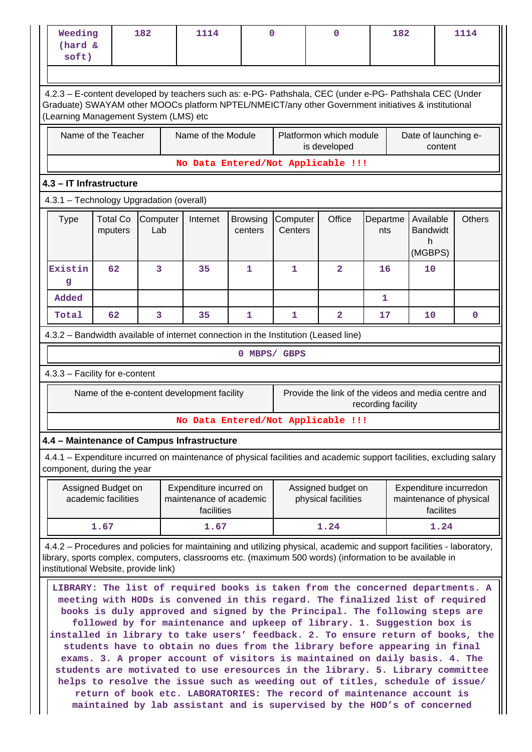| Weeding (hard & soft) | 182 | 1114 | 0 | 0 | 182 | 1114 |
|---|---|---|---|---|---|---|

4.2.3 – E-content developed by teachers such as: e-PG- Pathshala, CEC (under e-PG- Pathshala CEC (Under Graduate) SWAYAM other MOOCs platform NPTEL/NMEICT/any other Government initiatives & institutional (Learning Management System (LMS) etc

| Name of the Teacher | Name of the Module | Platformon which module is developed | Date of launching e-content |
|---|---|---|---|
| No Data Entered/Not Applicable !!! | | | |

## 4.3 – IT Infrastructure

4.3.1 – Technology Upgradation (overall)

| Type | Total Computers | Computer Lab | Internet | Browsing centers | Computer Centers | Office | Departments | Available Bandwidth (MGBPS) | Others |
|---|---|---|---|---|---|---|---|---|---|
| Existing | 62 | 3 | 35 | 1 | 1 | 2 | 16 | 10 | |
| Added | | | | | | | 1 | | |
| Total | 62 | 3 | 35 | 1 | 1 | 2 | 17 | 10 | 0 |

4.3.2 – Bandwidth available of internet connection in the Institution (Leased line)

0 MBPS/ GBPS

4.3.3 – Facility for e-content

| Name of the e-content development facility | Provide the link of the videos and media centre and recording facility |
|---|---|
| No Data Entered/Not Applicable !!! | |

## 4.4 – Maintenance of Campus Infrastructure

4.4.1 – Expenditure incurred on maintenance of physical facilities and academic support facilities, excluding salary component, during the year

| Assigned Budget on academic facilities | Expenditure incurred on maintenance of academic facilities | Assigned budget on physical facilities | Expenditure incurredon maintenance of physical facilites |
|---|---|---|---|
| 1.67 | 1.67 | 1.24 | 1.24 |

4.4.2 – Procedures and policies for maintaining and utilizing physical, academic and support facilities - laboratory, library, sports complex, computers, classrooms etc. (maximum 500 words) (information to be available in institutional Website, provide link)

LIBRARY: The list of required books is taken from the concerned departments. A meeting with HODs is convened in this regard. The finalized list of required books is duly approved and signed by the Principal. The following steps are followed by for maintenance and upkeep of library. 1. Suggestion box is installed in library to take users' feedback. 2. To ensure return of books, the students have to obtain no dues from the library before appearing in final exams. 3. A proper account of visitors is maintained on daily basis. 4. The students are motivated to use eresources in the library. 5. Library committee helps to resolve the issue such as weeding out of titles, schedule of issue/ return of book etc. LABORATORIES: The record of maintenance account is maintained by lab assistant and is supervised by the HOD's of concerned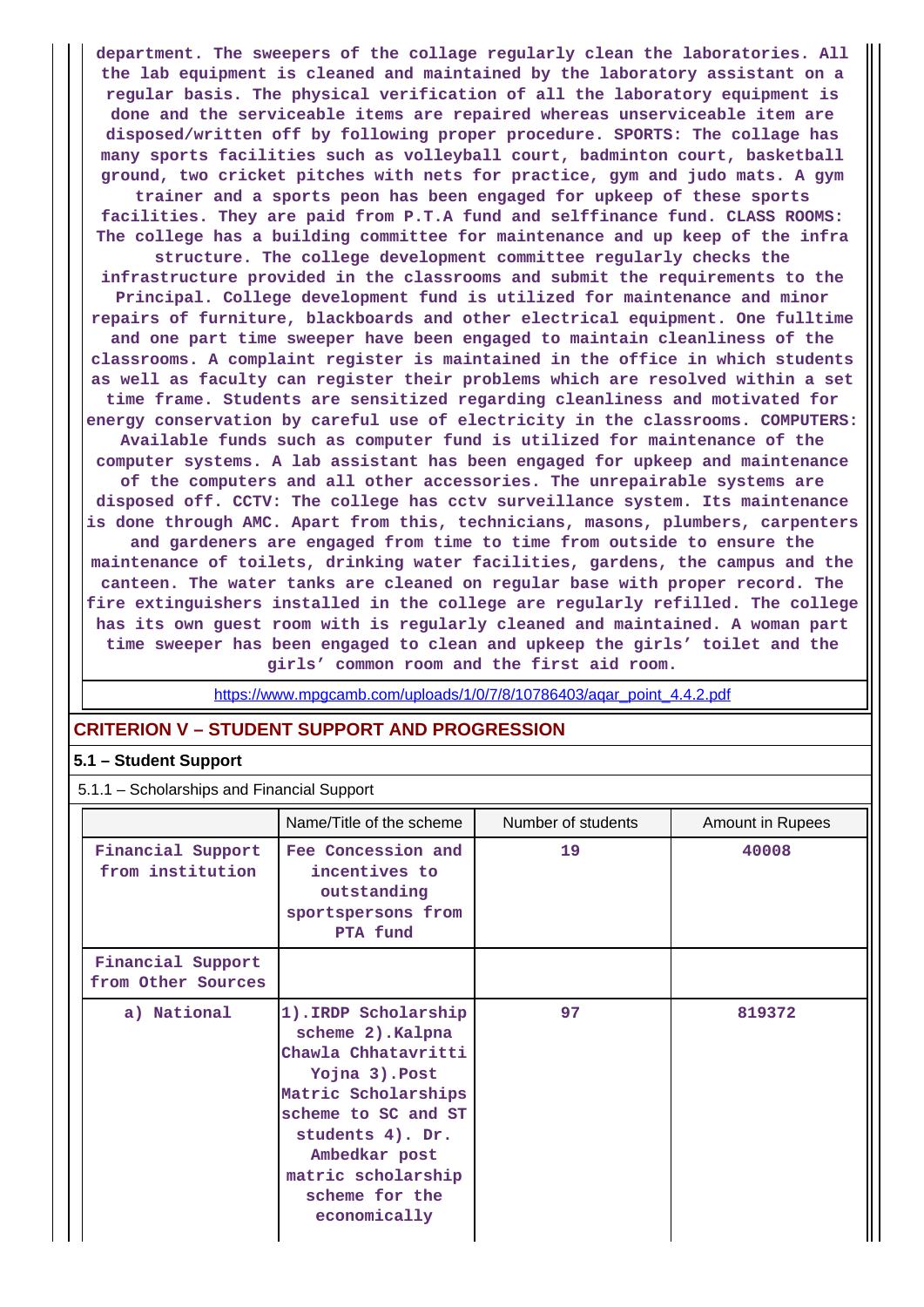department. The sweepers of the collage regularly clean the laboratories. All the lab equipment is cleaned and maintained by the laboratory assistant on a regular basis. The physical verification of all the laboratory equipment is done and the serviceable items are repaired whereas unserviceable item are disposed/written off by following proper procedure. SPORTS: The collage has many sports facilities such as volleyball court, badminton court, basketball ground, two cricket pitches with nets for practice, gym and judo mats. A gym trainer and a sports peon has been engaged for upkeep of these sports facilities. They are paid from P.T.A fund and selffinance fund. CLASS ROOMS: The college has a building committee for maintenance and up keep of the infra structure. The college development committee regularly checks the infrastructure provided in the classrooms and submit the requirements to the Principal. College development fund is utilized for maintenance and minor repairs of furniture, blackboards and other electrical equipment. One fulltime and one part time sweeper have been engaged to maintain cleanliness of the classrooms. A complaint register is maintained in the office in which students as well as faculty can register their problems which are resolved within a set time frame. Students are sensitized regarding cleanliness and motivated for energy conservation by careful use of electricity in the classrooms. COMPUTERS: Available funds such as computer fund is utilized for maintenance of the computer systems. A lab assistant has been engaged for upkeep and maintenance of the computers and all other accessories. The unrepairable systems are disposed off. CCTV: The college has cctv surveillance system. Its maintenance is done through AMC. Apart from this, technicians, masons, plumbers, carpenters and gardeners are engaged from time to time from outside to ensure the maintenance of toilets, drinking water facilities, gardens, the campus and the canteen. The water tanks are cleaned on regular base with proper record. The fire extinguishers installed in the college are regularly refilled. The college has its own guest room with is regularly cleaned and maintained. A woman part time sweeper has been engaged to clean and upkeep the girls' toilet and the girls' common room and the first aid room.

https://www.mpgcamb.com/uploads/1/0/7/8/10786403/aqar_point_4.4.2.pdf

## CRITERION V – STUDENT SUPPORT AND PROGRESSION

### 5.1 – Student Support

5.1.1 – Scholarships and Financial Support

| | Name/Title of the scheme | Number of students | Amount in Rupees |
|---|---|---|---|
| Financial Support from institution | Fee Concession and incentives to outstanding sportspersons from PTA fund | 19 | 40008 |
| Financial Support from Other Sources | | | |
| a) National | 1).IRDP Scholarship scheme 2).Kalpna Chawla Chhatavritti Yojna 3).Post Matric Scholarships scheme to SC and ST students 4). Dr. Ambedkar post matric scholarship scheme for the economically | 97 | 819372 |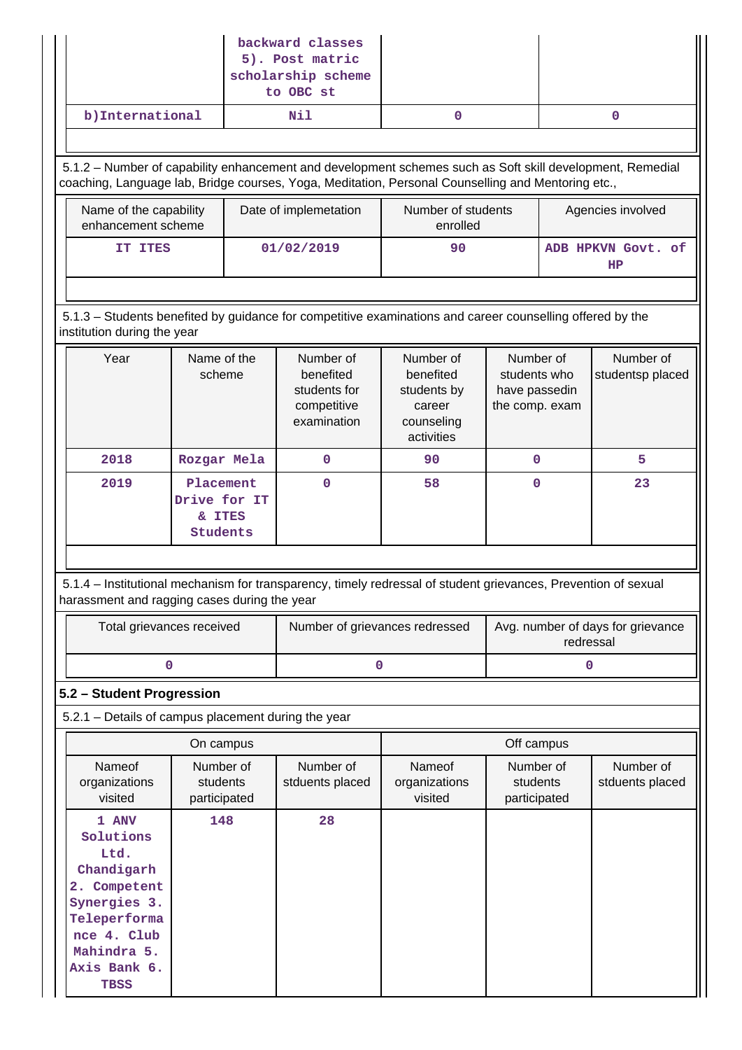| | backward classes 5). Post matric scholarship scheme to OBC st | | |
|---|---|---|---|
| b)International | Nil | 0 | 0 |

5.1.2 – Number of capability enhancement and development schemes such as Soft skill development, Remedial coaching, Language lab, Bridge courses, Yoga, Meditation, Personal Counselling and Mentoring etc.,

| Name of the capability enhancement scheme | Date of implemetation | Number of students enrolled | Agencies involved |
|---|---|---|---|
| IT ITES | 01/02/2019 | 90 | ADB HPKVN Govt. of HP |

5.1.3 – Students benefited by guidance for competitive examinations and career counselling offered by the institution during the year

| Year | Name of the scheme | Number of benefited students for competitive examination | Number of benefited students by career counseling activities | Number of students who have passedin the comp. exam | Number of studentsp placed |
|---|---|---|---|---|---|
| 2018 | Rozgar Mela | 0 | 90 | 0 | 5 |
| 2019 | Placement Drive for IT & ITES Students | 0 | 58 | 0 | 23 |

5.1.4 – Institutional mechanism for transparency, timely redressal of student grievances, Prevention of sexual harassment and ragging cases during the year

| Total grievances received | Number of grievances redressed | Avg. number of days for grievance redressal |
|---|---|---|
| 0 | 0 | 0 |

## 5.2 – Student Progression

5.2.1 – Details of campus placement during the year

| On campus | | | Off campus | | |
|---|---|---|---|---|---|
| Nameof organizations visited | Number of students participated | Number of stduents placed | Nameof organizations visited | Number of students participated | Number of stduents placed |
| 1 ANV Solutions Ltd. Chandigarh 2. Competent Synergies 3. Teleperformance 4. Club Mahindra 5. Axis Bank 6. TBSS | 148 | 28 | | | |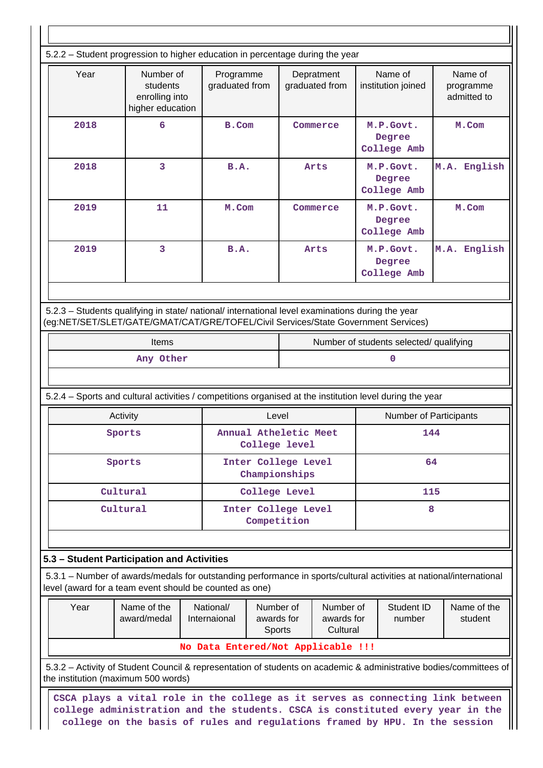5.2.2 – Student progression to higher education in percentage during the year

| Year | Number of students enrolling into higher education | Programme graduated from | Depratment graduated from | Name of institution joined | Name of programme admitted to |
|---|---|---|---|---|---|
| 2018 | 6 | B.Com | Commerce | M.P.Govt. Degree College Amb | M.Com |
| 2018 | 3 | B.A. | Arts | M.P.Govt. Degree College Amb | M.A. English |
| 2019 | 11 | M.Com | Commerce | M.P.Govt. Degree College Amb | M.Com |
| 2019 | 3 | B.A. | Arts | M.P.Govt. Degree College Amb | M.A. English |

5.2.3 – Students qualifying in state/ national/ international level examinations during the year (eg:NET/SET/SLET/GATE/GMAT/CAT/GRE/TOFEL/Civil Services/State Government Services)

| Items | Number of students selected/ qualifying |
|---|---|
| Any Other | 0 |

5.2.4 – Sports and cultural activities / competitions organised at the institution level during the year

| Activity | Level | Number of Participants |
|---|---|---|
| Sports | Annual Atheletic Meet College level | 144 |
| Sports | Inter College Level Championships | 64 |
| Cultural | College Level | 115 |
| Cultural | Inter College Level Competition | 8 |

**5.3 – Student Participation and Activities**

5.3.1 – Number of awards/medals for outstanding performance in sports/cultural activities at national/international level (award for a team event should be counted as one)

| Year | Name of the award/medal | National/ Internaional | Number of awards for Sports | Number of awards for Cultural | Student ID number | Name of the student |
|---|---|---|---|---|---|---|
| No Data Entered/Not Applicable !!! | | | | | | |

5.3.2 – Activity of Student Council & representation of students on academic & administrative bodies/committees of the institution (maximum 500 words)

CSCA plays a vital role in the college as it serves as connecting link between college administration and the students. CSCA is constituted every year in the college on the basis of rules and regulations framed by HPU. In the session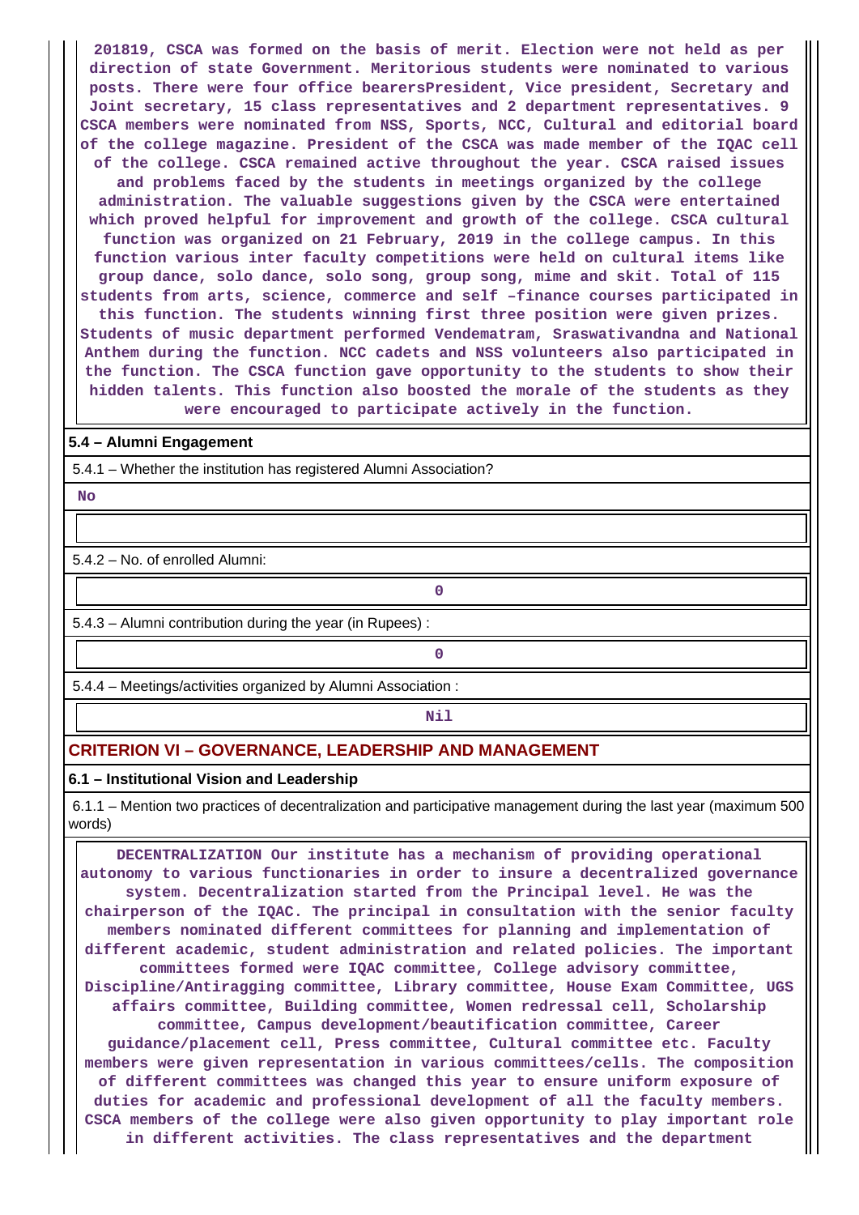201819, CSCA was formed on the basis of merit. Election were not held as per direction of state Government. Meritorious students were nominated to various posts. There were four office bearersPresident, Vice president, Secretary and Joint secretary, 15 class representatives and 2 department representatives. 9 CSCA members were nominated from NSS, Sports, NCC, Cultural and editorial board of the college magazine. President of the CSCA was made member of the IQAC cell of the college. CSCA remained active throughout the year. CSCA raised issues and problems faced by the students in meetings organized by the college administration. The valuable suggestions given by the CSCA were entertained which proved helpful for improvement and growth of the college. CSCA cultural function was organized on 21 February, 2019 in the college campus. In this function various inter faculty competitions were held on cultural items like group dance, solo dance, solo song, group song, mime and skit. Total of 115 students from arts, science, commerce and self –finance courses participated in this function. The students winning first three position were given prizes. Students of music department performed Vendematram, Sraswativandna and National Anthem during the function. NCC cadets and NSS volunteers also participated in the function. The CSCA function gave opportunity to the students to show their hidden talents. This function also boosted the morale of the students as they were encouraged to participate actively in the function.

**5.4 – Alumni Engagement**

5.4.1 – Whether the institution has registered Alumni Association?

No

5.4.2 – No. of enrolled Alumni:

0

5.4.3 – Alumni contribution during the year (in Rupees) :

0

5.4.4 – Meetings/activities organized by Alumni Association :

Nil

## CRITERION VI – GOVERNANCE, LEADERSHIP AND MANAGEMENT

**6.1 – Institutional Vision and Leadership**

6.1.1 – Mention two practices of decentralization and participative management during the last year (maximum 500 words)

DECENTRALIZATION Our institute has a mechanism of providing operational autonomy to various functionaries in order to insure a decentralized governance system. Decentralization started from the Principal level. He was the chairperson of the IQAC. The principal in consultation with the senior faculty members nominated different committees for planning and implementation of different academic, student administration and related policies. The important committees formed were IQAC committee, College advisory committee, Discipline/Antiragging committee, Library committee, House Exam Committee, UGS affairs committee, Building committee, Women redressal cell, Scholarship committee, Campus development/beautification committee, Career guidance/placement cell, Press committee, Cultural committee etc. Faculty members were given representation in various committees/cells. The composition of different committees was changed this year to ensure uniform exposure of duties for academic and professional development of all the faculty members. CSCA members of the college were also given opportunity to play important role in different activities. The class representatives and the department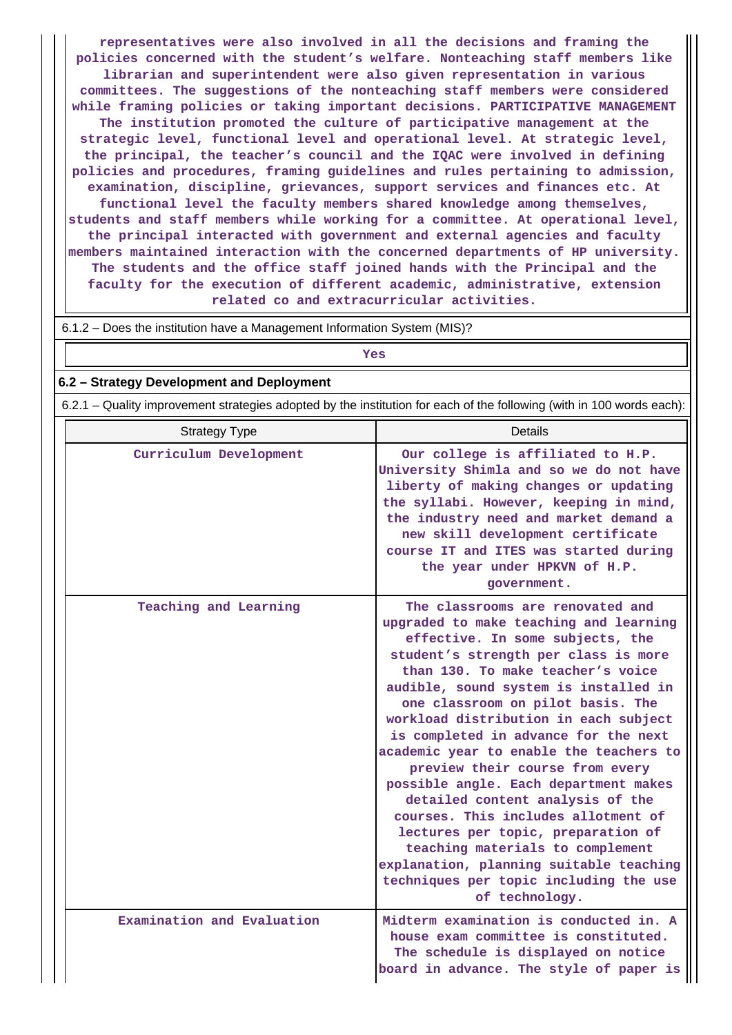representatives were also involved in all the decisions and framing the policies concerned with the student's welfare. Nonteaching staff members like librarian and superintendent were also given representation in various committees. The suggestions of the nonteaching staff members were considered while framing policies or taking important decisions. PARTICIPATIVE MANAGEMENT The institution promoted the culture of participative management at the strategic level, functional level and operational level. At strategic level, the principal, the teacher's council and the IQAC were involved in defining policies and procedures, framing guidelines and rules pertaining to admission, examination, discipline, grievances, support services and finances etc. At functional level the faculty members shared knowledge among themselves, students and staff members while working for a committee. At operational level, the principal interacted with government and external agencies and faculty members maintained interaction with the concerned departments of HP university. The students and the office staff joined hands with the Principal and the faculty for the execution of different academic, administrative, extension related co and extracurricular activities.

6.1.2 – Does the institution have a Management Information System (MIS)?

Yes

## 6.2 – Strategy Development and Deployment

6.2.1 – Quality improvement strategies adopted by the institution for each of the following (with in 100 words each):

| Strategy Type | Details |
|---|---|
| Curriculum Development | Our college is affiliated to H.P. University Shimla and so we do not have liberty of making changes or updating the syllabi. However, keeping in mind, the industry need and market demand a new skill development certificate course IT and ITES was started during the year under HPKVN of H.P. government. |
| Teaching and Learning | The classrooms are renovated and upgraded to make teaching and learning effective. In some subjects, the student's strength per class is more than 130. To make teacher's voice audible, sound system is installed in one classroom on pilot basis. The workload distribution in each subject is completed in advance for the next academic year to enable the teachers to preview their course from every possible angle. Each department makes detailed content analysis of the courses. This includes allotment of lectures per topic, preparation of teaching materials to complement explanation, planning suitable teaching techniques per topic including the use of technology. |
| Examination and Evaluation | Midterm examination is conducted in. A house exam committee is constituted. The schedule is displayed on notice board in advance. The style of paper is |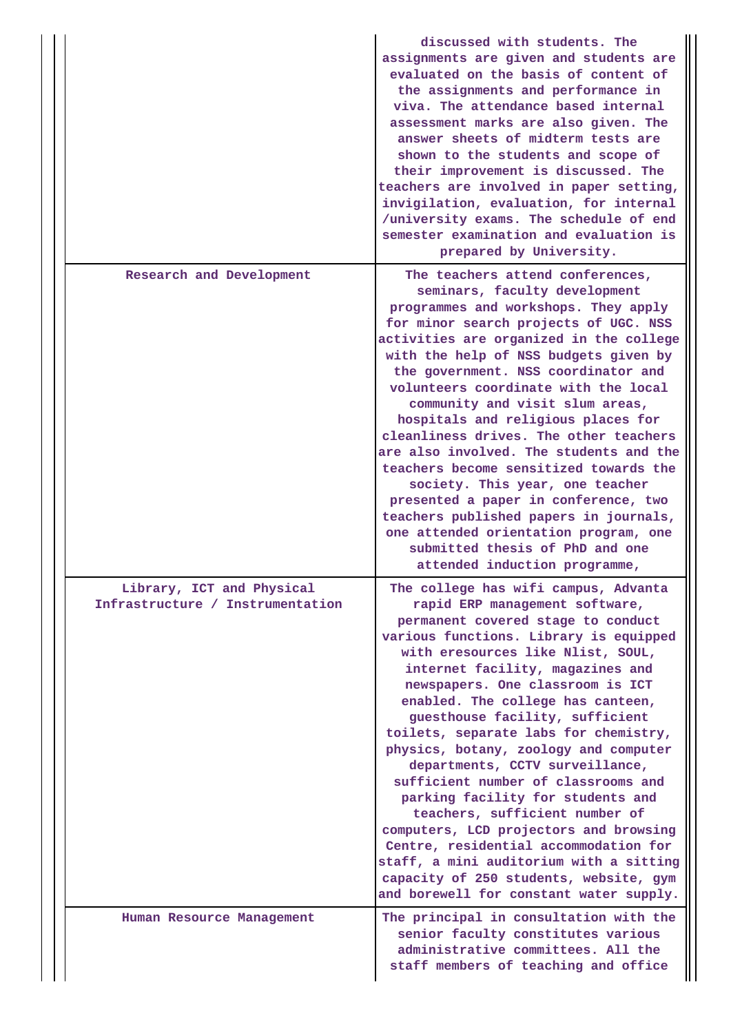| | |
|---|---|
| | discussed with students. The assignments are given and students are evaluated on the basis of content of the assignments and performance in viva. The attendance based internal assessment marks are also given. The answer sheets of midterm tests are shown to the students and scope of their improvement is discussed. The teachers are involved in paper setting, invigilation, evaluation, for internal /university exams. The schedule of end semester examination and evaluation is prepared by University. |
| Research and Development | The teachers attend conferences, seminars, faculty development programmes and workshops. They apply for minor search projects of UGC. NSS activities are organized in the college with the help of NSS budgets given by the government. NSS coordinator and volunteers coordinate with the local community and visit slum areas, hospitals and religious places for cleanliness drives. The other teachers are also involved. The students and the teachers become sensitized towards the society. This year, one teacher presented a paper in conference, two teachers published papers in journals, one attended orientation program, one submitted thesis of PhD and one attended induction programme, |
| Library, ICT and Physical Infrastructure / Instrumentation | The college has wifi campus, Advanta rapid ERP management software, permanent covered stage to conduct various functions. Library is equipped with eresources like Nlist, SOUL, internet facility, magazines and newspapers. One classroom is ICT enabled. The college has canteen, guesthouse facility, sufficient toilets, separate labs for chemistry, physics, botany, zoology and computer departments, CCTV surveillance, sufficient number of classrooms and parking facility for students and teachers, sufficient number of computers, LCD projectors and browsing Centre, residential accommodation for staff, a mini auditorium with a sitting capacity of 250 students, website, gym and borewell for constant water supply. |
| Human Resource Management | The principal in consultation with the senior faculty constitutes various administrative committees. All the staff members of teaching and office |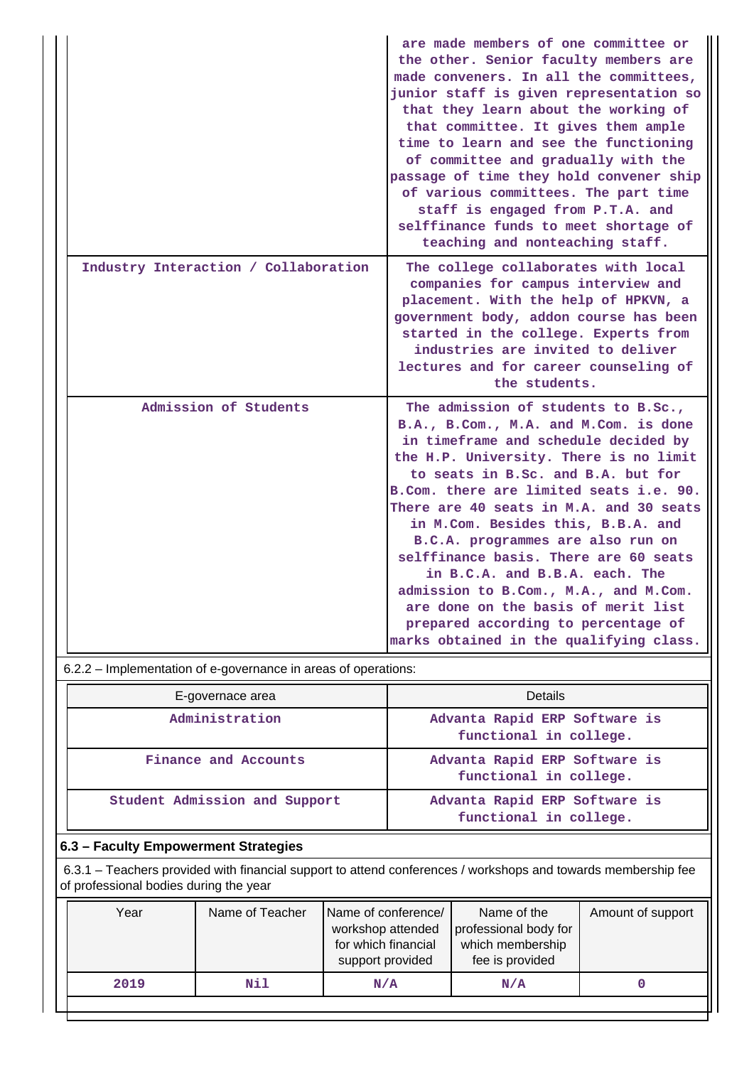| | |
|---|---|
| | are made members of one committee or the other. Senior faculty members are made conveners. In all the committees, junior staff is given representation so that they learn about the working of that committee. It gives them ample time to learn and see the functioning of committee and gradually with the passage of time they hold convener ship of various committees. The part time staff is engaged from P.T.A. and selffinance funds to meet shortage of teaching and nonteaching staff. |
| Industry Interaction / Collaboration | The college collaborates with local companies for campus interview and placement. With the help of HPKVN, a government body, addon course has been started in the college. Experts from industries are invited to deliver lectures and for career counseling of the students. |
| Admission of Students | The admission of students to B.Sc., B.A., B.Com., M.A. and M.Com. is done in timeframe and schedule decided by the H.P. University. There is no limit to seats in B.Sc. and B.A. but for B.Com. there are limited seats i.e. 90. There are 40 seats in M.A. and 30 seats in M.Com. Besides this, B.B.A. and B.C.A. programmes are also run on selffinance basis. There are 60 seats in B.C.A. and B.B.A. each. The admission to B.Com., M.A., and M.Com. are done on the basis of merit list prepared according to percentage of marks obtained in the qualifying class. |

6.2.2 – Implementation of e-governance in areas of operations:

| E-governace area | Details |
|---|---|
| Administration | Advanta Rapid ERP Software is functional in college. |
| Finance and Accounts | Advanta Rapid ERP Software is functional in college. |
| Student Admission and Support | Advanta Rapid ERP Software is functional in college. |

### 6.3 – Faculty Empowerment Strategies

6.3.1 – Teachers provided with financial support to attend conferences / workshops and towards membership fee of professional bodies during the year

| Year | Name of Teacher | Name of conference/ workshop attended for which financial support provided | Name of the professional body for which membership fee is provided | Amount of support |
|---|---|---|---|---|
| 2019 | Nil | N/A | N/A | 0 |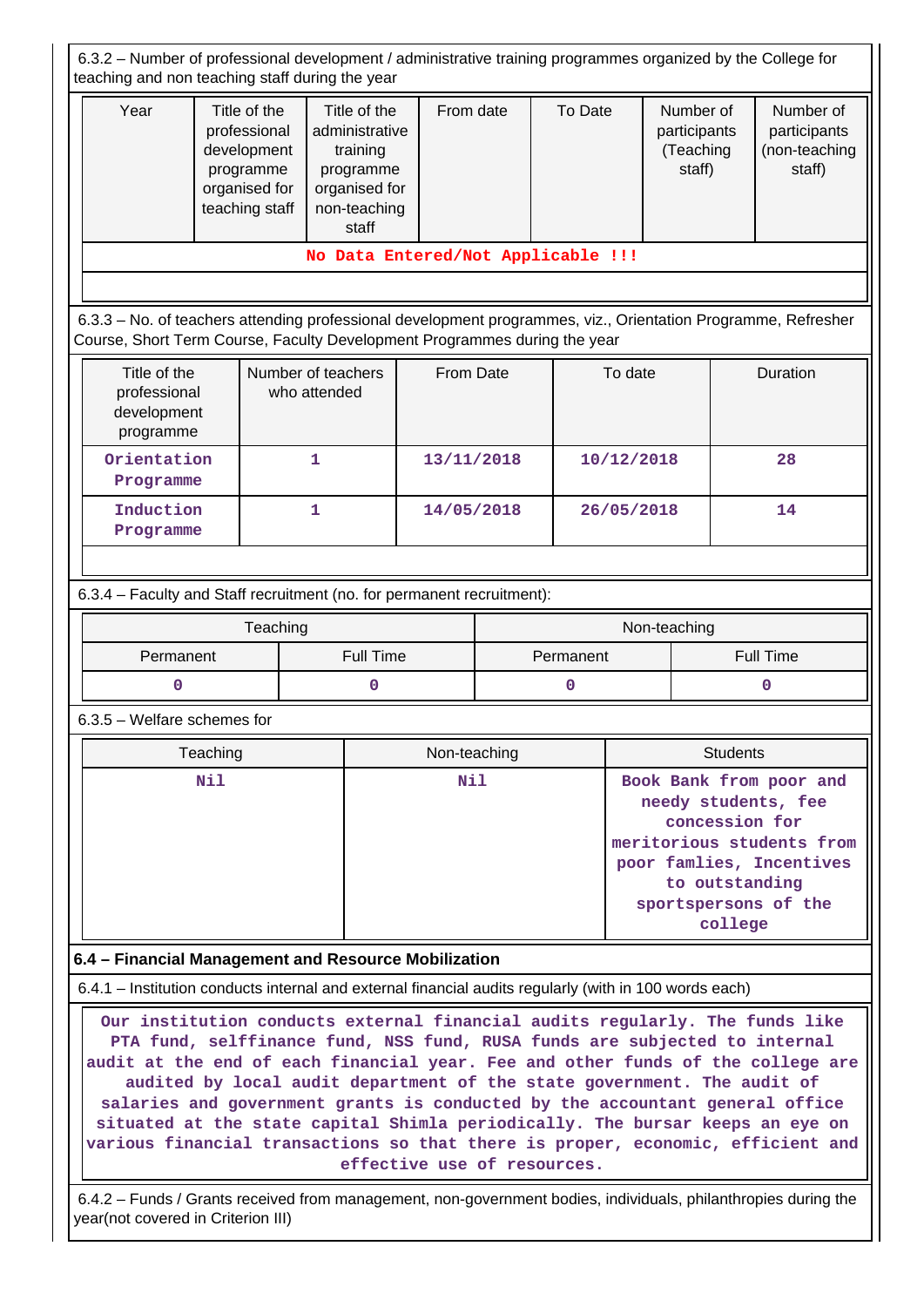6.3.2 – Number of professional development / administrative training programmes organized by the College for teaching and non teaching staff during the year

| Year | Title of the professional development programme organised for teaching staff | Title of the administrative training programme organised for non-teaching staff | From date | To Date | Number of participants (Teaching staff) | Number of participants (non-teaching staff) |
|---|---|---|---|---|---|---|
| No Data Entered/Not Applicable !!! | | | | | | |

6.3.3 – No. of teachers attending professional development programmes, viz., Orientation Programme, Refresher Course, Short Term Course, Faculty Development Programmes during the year

| Title of the professional development programme | Number of teachers who attended | From Date | To date | Duration |
|---|---|---|---|---|
| Orientation Programme | 1 | 13/11/2018 | 10/12/2018 | 28 |
| Induction Programme | 1 | 14/05/2018 | 26/05/2018 | 14 |

6.3.4 – Faculty and Staff recruitment (no. for permanent recruitment):

| Teaching | | Non-teaching | |
|---|---|---|---|
| Permanent | Full Time | Permanent | Full Time |
| 0 | 0 | 0 | 0 |

6.3.5 – Welfare schemes for

| Teaching | Non-teaching | Students |
|---|---|---|
| Nil | Nil | Book Bank from poor and needy students, fee concession for meritorious students from poor famlies, Incentives to outstanding sportspersons of the college |

**6.4 – Financial Management and Resource Mobilization**

6.4.1 – Institution conducts internal and external financial audits regularly (with in 100 words each)

Our institution conducts external financial audits regularly. The funds like PTA fund, selffinance fund, NSS fund, RUSA funds are subjected to internal audit at the end of each financial year. Fee and other funds of the college are audited by local audit department of the state government. The audit of salaries and government grants is conducted by the accountant general office situated at the state capital Shimla periodically. The bursar keeps an eye on various financial transactions so that there is proper, economic, efficient and effective use of resources.

6.4.2 – Funds / Grants received from management, non-government bodies, individuals, philanthropies during the year(not covered in Criterion III)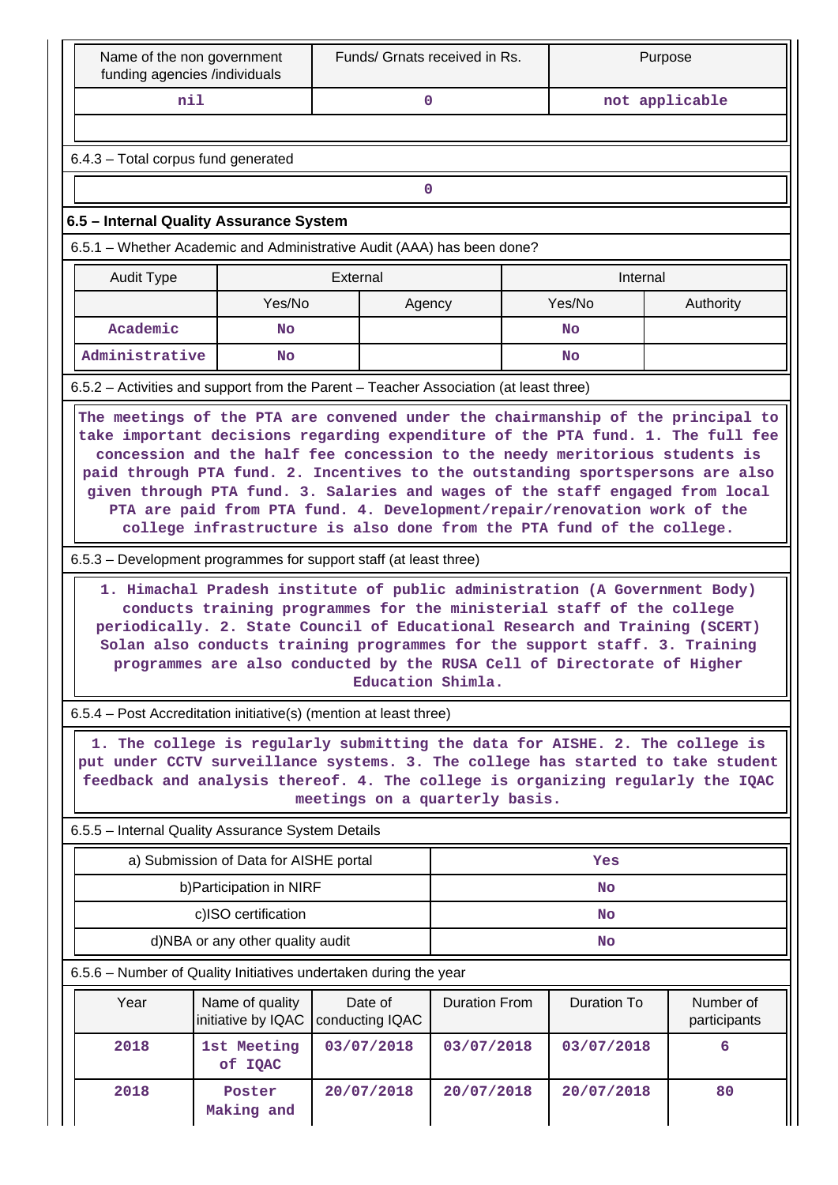| Name of the non government funding agencies /individuals | Funds/ Grnats received in Rs. | Purpose |
|---|---|---|
| nil | 0 | not applicable |

6.4.3 – Total corpus fund generated

| 0 |
|---|

### 6.5 – Internal Quality Assurance System

6.5.1 – Whether Academic and Administrative Audit (AAA) has been done?

| Audit Type | External | | Internal | |
|---|---|---|---|---|
| | Yes/No | Agency | Yes/No | Authority |
| Academic | No | | No | |
| Administrative | No | | No | |

6.5.2 – Activities and support from the Parent – Teacher Association (at least three)

The meetings of the PTA are convened under the chairmanship of the principal to take important decisions regarding expenditure of the PTA fund. 1. The full fee concession and the half fee concession to the needy meritorious students is paid through PTA fund. 2. Incentives to the outstanding sportspersons are also given through PTA fund. 3. Salaries and wages of the staff engaged from local PTA are paid from PTA fund. 4. Development/repair/renovation work of the college infrastructure is also done from the PTA fund of the college.

6.5.3 – Development programmes for support staff (at least three)

1. Himachal Pradesh institute of public administration (A Government Body) conducts training programmes for the ministerial staff of the college periodically. 2. State Council of Educational Research and Training (SCERT) Solan also conducts training programmes for the support staff. 3. Training programmes are also conducted by the RUSA Cell of Directorate of Higher Education Shimla.

6.5.4 – Post Accreditation initiative(s) (mention at least three)

1. The college is regularly submitting the data for AISHE. 2. The college is put under CCTV surveillance systems. 3. The college has started to take student feedback and analysis thereof. 4. The college is organizing regularly the IQAC meetings on a quarterly basis.

6.5.5 – Internal Quality Assurance System Details

| | |
|---|---|
| a) Submission of Data for AISHE portal | Yes |
| b)Participation in NIRF | No |
| c)ISO certification | No |
| d)NBA or any other quality audit | No |

6.5.6 – Number of Quality Initiatives undertaken during the year

| Year | Name of quality initiative by IQAC | Date of conducting IQAC | Duration From | Duration To | Number of participants |
|---|---|---|---|---|---|
| 2018 | 1st Meeting of IQAC | 03/07/2018 | 03/07/2018 | 03/07/2018 | 6 |
| 2018 | Poster Making and | 20/07/2018 | 20/07/2018 | 20/07/2018 | 80 |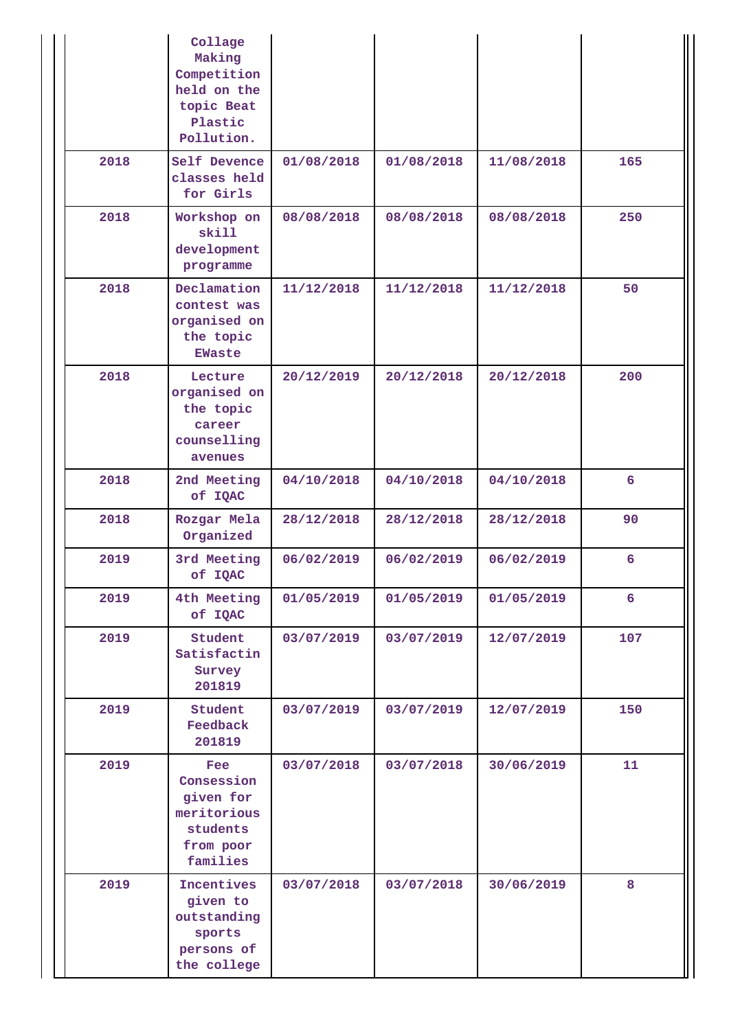| | | | | | |
|---|---|---|---|---|---|
| | Collage Making Competition held on the topic Beat Plastic Pollution. | | | | |
| 2018 | Self Devence classes held for Girls | 01/08/2018 | 01/08/2018 | 11/08/2018 | 165 |
| 2018 | Workshop on skill development programme | 08/08/2018 | 08/08/2018 | 08/08/2018 | 250 |
| 2018 | Declamation contest was organised on the topic EWaste | 11/12/2018 | 11/12/2018 | 11/12/2018 | 50 |
| 2018 | Lecture organised on the topic career counselling avenues | 20/12/2019 | 20/12/2018 | 20/12/2018 | 200 |
| 2018 | 2nd Meeting of IQAC | 04/10/2018 | 04/10/2018 | 04/10/2018 | 6 |
| 2018 | Rozgar Mela Organized | 28/12/2018 | 28/12/2018 | 28/12/2018 | 90 |
| 2019 | 3rd Meeting of IQAC | 06/02/2019 | 06/02/2019 | 06/02/2019 | 6 |
| 2019 | 4th Meeting of IQAC | 01/05/2019 | 01/05/2019 | 01/05/2019 | 6 |
| 2019 | Student Satisfactin Survey 201819 | 03/07/2019 | 03/07/2019 | 12/07/2019 | 107 |
| 2019 | Student Feedback 201819 | 03/07/2019 | 03/07/2019 | 12/07/2019 | 150 |
| 2019 | Fee Consession given for meritorious students from poor families | 03/07/2018 | 03/07/2018 | 30/06/2019 | 11 |
| 2019 | Incentives given to outstanding sports persons of the college | 03/07/2018 | 03/07/2018 | 30/06/2019 | 8 |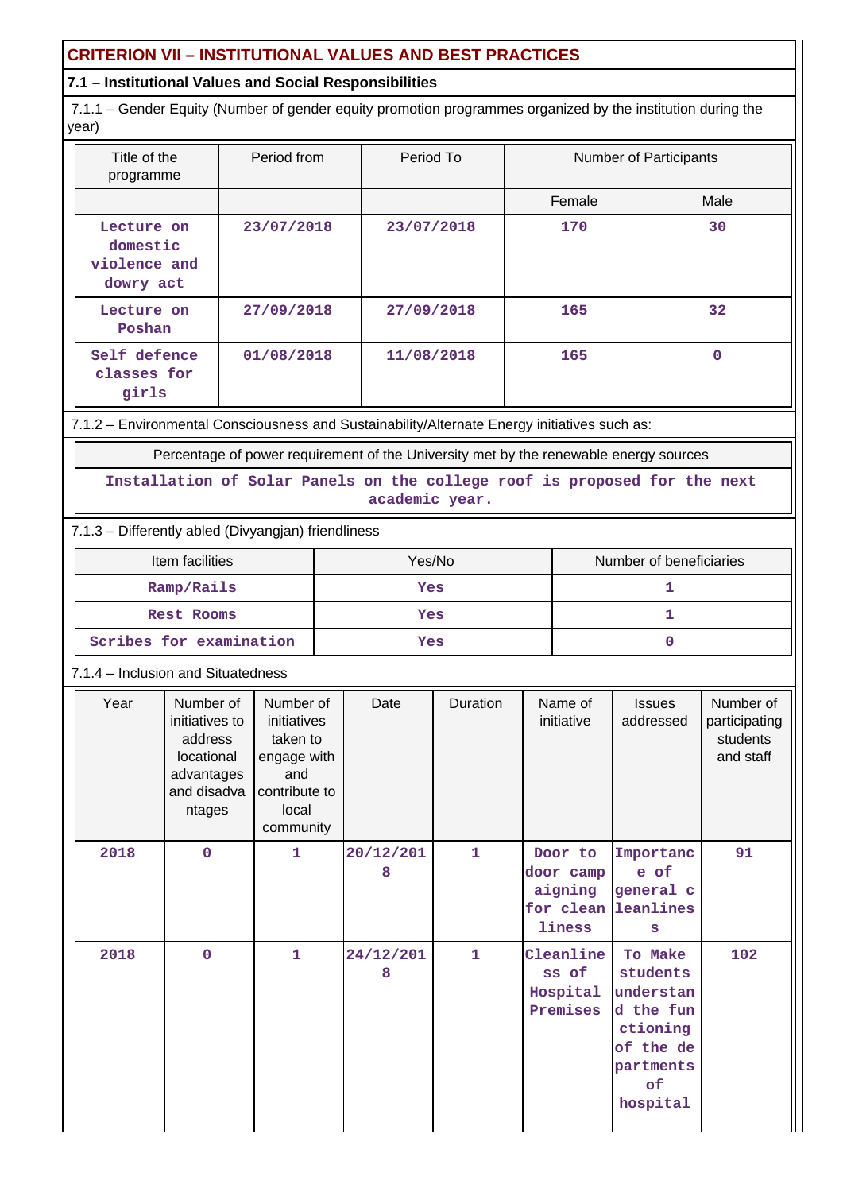## CRITERION VII – INSTITUTIONAL VALUES AND BEST PRACTICES

### 7.1 – Institutional Values and Social Responsibilities

7.1.1 – Gender Equity (Number of gender equity promotion programmes organized by the institution during the year)

| Title of the programme | Period from | Period To | Number of Participants | |
|---|---|---|---|---|
| | | | Female | Male |
| Lecture on domestic violence and dowry act | 23/07/2018 | 23/07/2018 | 170 | 30 |
| Lecture on Poshan | 27/09/2018 | 27/09/2018 | 165 | 32 |
| Self defence classes for girls | 01/08/2018 | 11/08/2018 | 165 | 0 |

7.1.2 – Environmental Consciousness and Sustainability/Alternate Energy initiatives such as:

| Percentage of power requirement of the University met by the renewable energy sources |
|---|
| Installation of Solar Panels on the college roof is proposed for the next academic year. |

7.1.3 – Differently abled (Divyangjan) friendliness

| Item facilities | Yes/No | Number of beneficiaries |
|---|---|---|
| Ramp/Rails | Yes | 1 |
| Rest Rooms | Yes | 1 |
| Scribes for examination | Yes | 0 |

7.1.4 – Inclusion and Situatedness

| Year | Number of initiatives to address locational advantages and disadvantages | Number of initiatives taken to engage with and contribute to local community | Date | Duration | Name of initiative | Issues addressed | Number of participating students and staff |
|---|---|---|---|---|---|---|---|
| 2018 | 0 | 1 | 20/12/2018 | 1 | Door to door camp aigning for cleanliness | Importance of general cleanliness | 91 |
| 2018 | 0 | 1 | 24/12/2018 | 1 | Cleanliness of Hospital Premises | To Make students understand the functioning of the departments of hospital | 102 |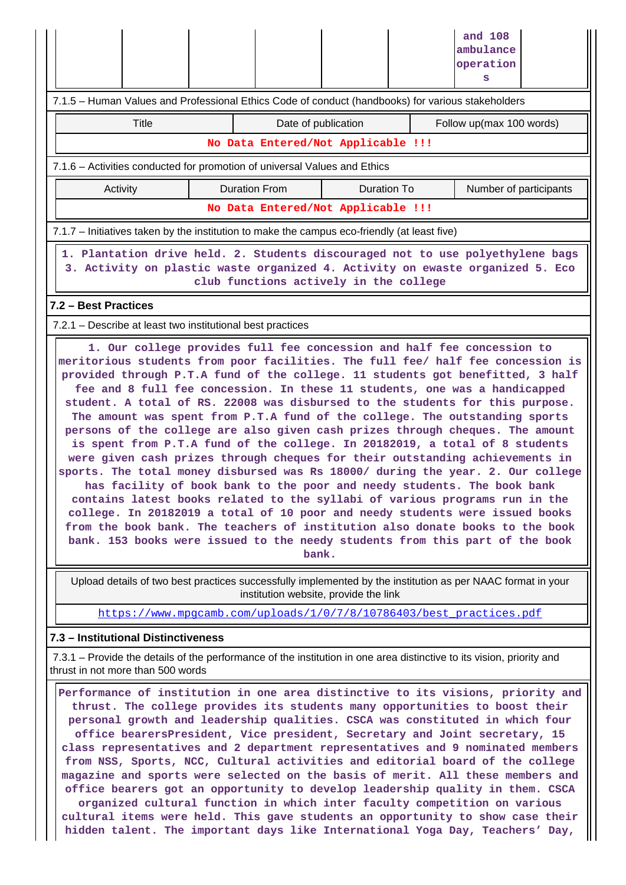|  |  |  |  |  |  | and 108 ambulance operations |  |
|---|---|---|---|---|---|---|---|

7.1.5 – Human Values and Professional Ethics Code of conduct (handbooks) for various stakeholders

| Title | Date of publication | Follow up(max 100 words) |
|---|---|---|
| No Data Entered/Not Applicable !!! | | |

7.1.6 – Activities conducted for promotion of universal Values and Ethics

| Activity | Duration From | Duration To | Number of participants |
|---|---|---|---|
| No Data Entered/Not Applicable !!! | | | |

7.1.7 – Initiatives taken by the institution to make the campus eco-friendly (at least five)

1. Plantation drive held. 2. Students discouraged not to use polyethylene bags 3. Activity on plastic waste organized 4. Activity on ewaste organized 5. Eco club functions actively in the college

**7.2 – Best Practices**

7.2.1 – Describe at least two institutional best practices

1. Our college provides full fee concession and half fee concession to meritorious students from poor facilities. The full fee/ half fee concession is provided through P.T.A fund of the college. 11 students got benefitted, 3 half fee and 8 full fee concession. In these 11 students, one was a handicapped student. A total of RS. 22008 was disbursed to the students for this purpose. The amount was spent from P.T.A fund of the college. The outstanding sports persons of the college are also given cash prizes through cheques. The amount is spent from P.T.A fund of the college. In 20182019, a total of 8 students were given cash prizes through cheques for their outstanding achievements in sports. The total money disbursed was Rs 18000/ during the year. 2. Our college has facility of book bank to the poor and needy students. The book bank contains latest books related to the syllabi of various programs run in the college. In 20182019 a total of 10 poor and needy students were issued books from the book bank. The teachers of institution also donate books to the book bank. 153 books were issued to the needy students from this part of the book bank.

Upload details of two best practices successfully implemented by the institution as per NAAC format in your institution website, provide the link

https://www.mpgcamb.com/uploads/1/0/7/8/10786403/best_practices.pdf

**7.3 – Institutional Distinctiveness**

7.3.1 – Provide the details of the performance of the institution in one area distinctive to its vision, priority and thrust in not more than 500 words

Performance of institution in one area distinctive to its visions, priority and thrust. The college provides its students many opportunities to boost their personal growth and leadership qualities. CSCA was constituted in which four office bearersPresident, Vice president, Secretary and Joint secretary, 15 class representatives and 2 department representatives and 9 nominated members from NSS, Sports, NCC, Cultural activities and editorial board of the college magazine and sports were selected on the basis of merit. All these members and office bearers got an opportunity to develop leadership quality in them. CSCA organized cultural function in which inter faculty competition on various cultural items were held. This gave students an opportunity to show case their hidden talent. The important days like International Yoga Day, Teachers' Day,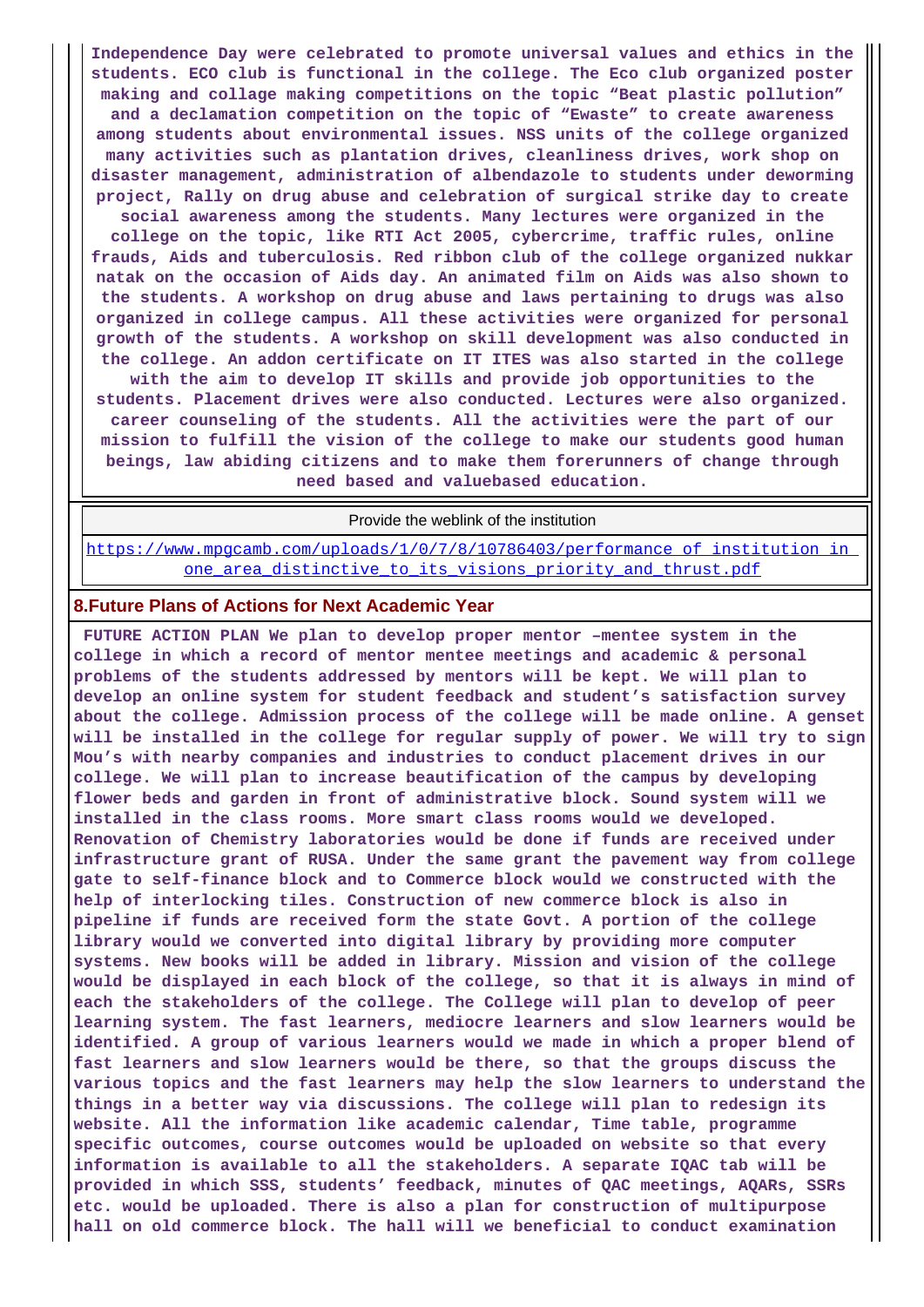Independence Day were celebrated to promote universal values and ethics in the students. ECO club is functional in the college. The Eco club organized poster making and collage making competitions on the topic "Beat plastic pollution" and a declamation competition on the topic of "Ewaste" to create awareness among students about environmental issues. NSS units of the college organized many activities such as plantation drives, cleanliness drives, work shop on disaster management, administration of albendazole to students under deworming project, Rally on drug abuse and celebration of surgical strike day to create social awareness among the students. Many lectures were organized in the college on the topic, like RTI Act 2005, cybercrime, traffic rules, online frauds, Aids and tuberculosis. Red ribbon club of the college organized nukkar natak on the occasion of Aids day. An animated film on Aids was also shown to the students. A workshop on drug abuse and laws pertaining to drugs was also organized in college campus. All these activities were organized for personal growth of the students. A workshop on skill development was also conducted in the college. An addon certificate on IT ITES was also started in the college with the aim to develop IT skills and provide job opportunities to the students. Placement drives were also conducted. Lectures were also organized. career counseling of the students. All the activities were the part of our mission to fulfill the vision of the college to make our students good human beings, law abiding citizens and to make them forerunners of change through need based and valuebased education.

| Provide the weblink of the institution |
|---|
| https://www.mpgcamb.com/uploads/1/0/7/8/10786403/performance_of_institution_in_one_area_distinctive_to_its_visions_priority_and_thrust.pdf |

## 8.Future Plans of Actions for Next Academic Year

FUTURE ACTION PLAN We plan to develop proper mentor –mentee system in the college in which a record of mentor mentee meetings and academic & personal problems of the students addressed by mentors will be kept. We will plan to develop an online system for student feedback and student's satisfaction survey about the college. Admission process of the college will be made online. A genset will be installed in the college for regular supply of power. We will try to sign Mou's with nearby companies and industries to conduct placement drives in our college. We will plan to increase beautification of the campus by developing flower beds and garden in front of administrative block. Sound system will we installed in the class rooms. More smart class rooms would we developed. Renovation of Chemistry laboratories would be done if funds are received under infrastructure grant of RUSA. Under the same grant the pavement way from college gate to self-finance block and to Commerce block would we constructed with the help of interlocking tiles. Construction of new commerce block is also in pipeline if funds are received form the state Govt. A portion of the college library would we converted into digital library by providing more computer systems. New books will be added in library. Mission and vision of the college would be displayed in each block of the college, so that it is always in mind of each the stakeholders of the college. The College will plan to develop of peer learning system. The fast learners, mediocre learners and slow learners would be identified. A group of various learners would we made in which a proper blend of fast learners and slow learners would be there, so that the groups discuss the various topics and the fast learners may help the slow learners to understand the things in a better way via discussions. The college will plan to redesign its website. All the information like academic calendar, Time table, programme specific outcomes, course outcomes would be uploaded on website so that every information is available to all the stakeholders. A separate IQAC tab will be provided in which SSS, students' feedback, minutes of QAC meetings, AQARs, SSRs etc. would be uploaded. There is also a plan for construction of multipurpose hall on old commerce block. The hall will we beneficial to conduct examination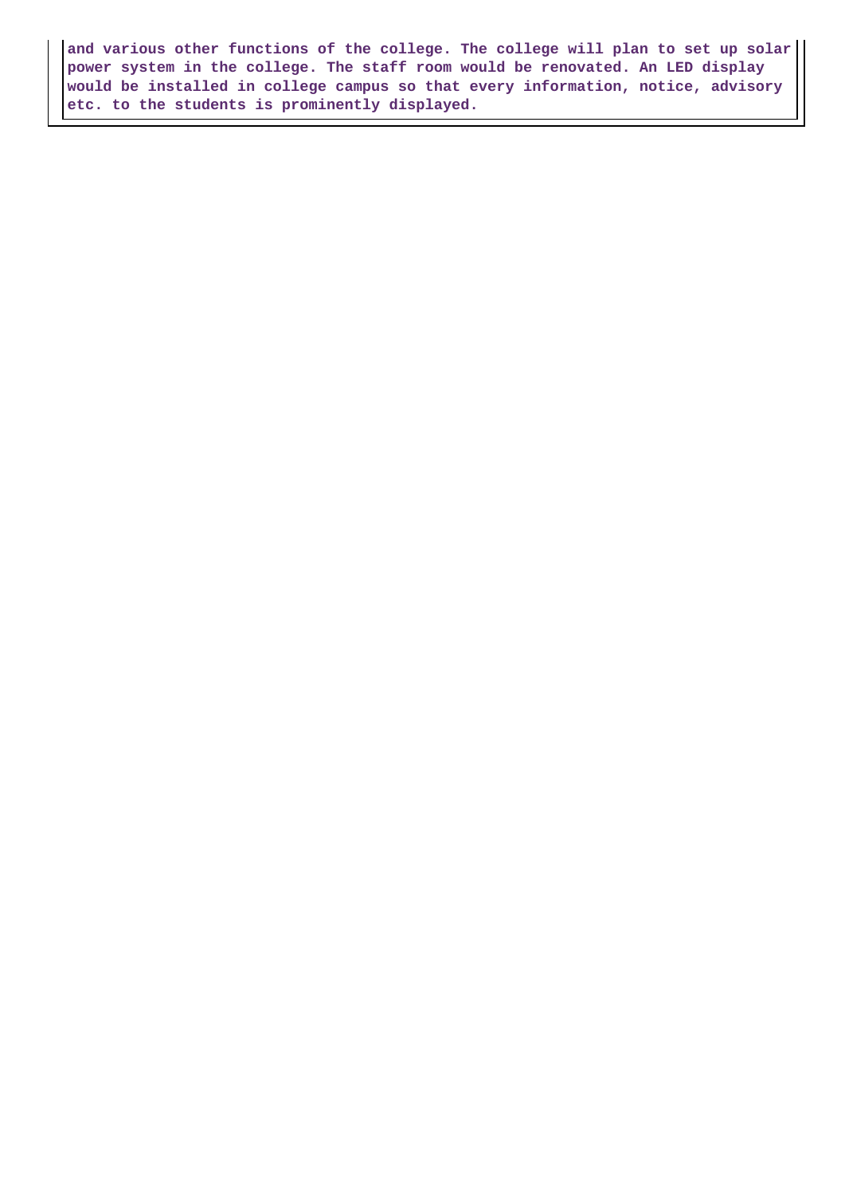**and various other functions of the college. The college will plan to set up solar power system in the college. The staff room would be renovated. An LED display would be installed in college campus so that every information, notice, advisory etc. to the students is prominently displayed.**